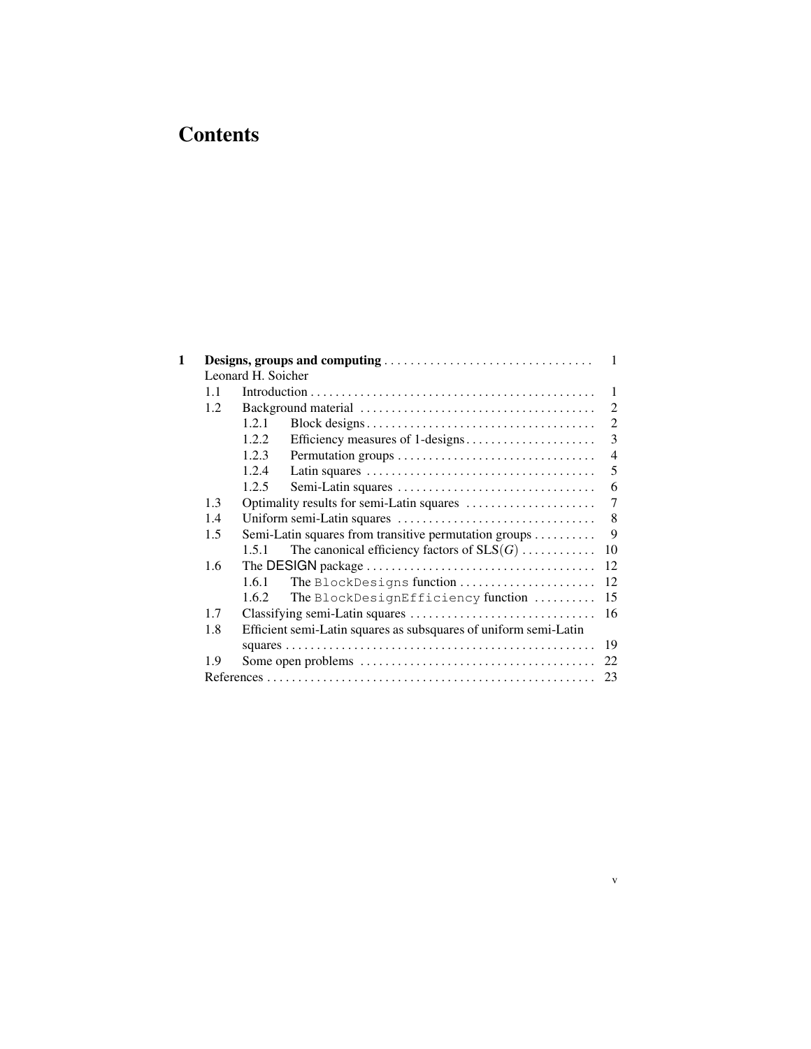# Contents

| | | | | |
|---|---|---|---|---|
| **1** | **Designs, groups and computing** | | | 1 |
| | Leonard H. Soicher | | | |
| | 1.1 | Introduction | | 1 |
| | 1.2 | Background material | | 2 |
| | | 1.2.1 | Block designs | 2 |
| | | 1.2.2 | Efficiency measures of 1-designs | 3 |
| | | 1.2.3 | Permutation groups | 4 |
| | | 1.2.4 | Latin squares | 5 |
| | | 1.2.5 | Semi-Latin squares | 6 |
| | 1.3 | Optimality results for semi-Latin squares | | 7 |
| | 1.4 | Uniform semi-Latin squares | | 8 |
| | 1.5 | Semi-Latin squares from transitive permutation groups | | 9 |
| | | 1.5.1 | The canonical efficiency factors of $\mathrm{SLS}(G)$ | 10 |
| | 1.6 | The DESIGN package | | 12 |
| | | 1.6.1 | The `BlockDesigns` function | 12 |
| | | 1.6.2 | The `BlockDesignEfficiency` function | 15 |
| | 1.7 | Classifying semi-Latin squares | | 16 |
| | 1.8 | Efficient semi-Latin squares as subsquares of uniform semi-Latin squares | | 19 |
| | 1.9 | Some open problems | | 22 |
| | References | | | 23 |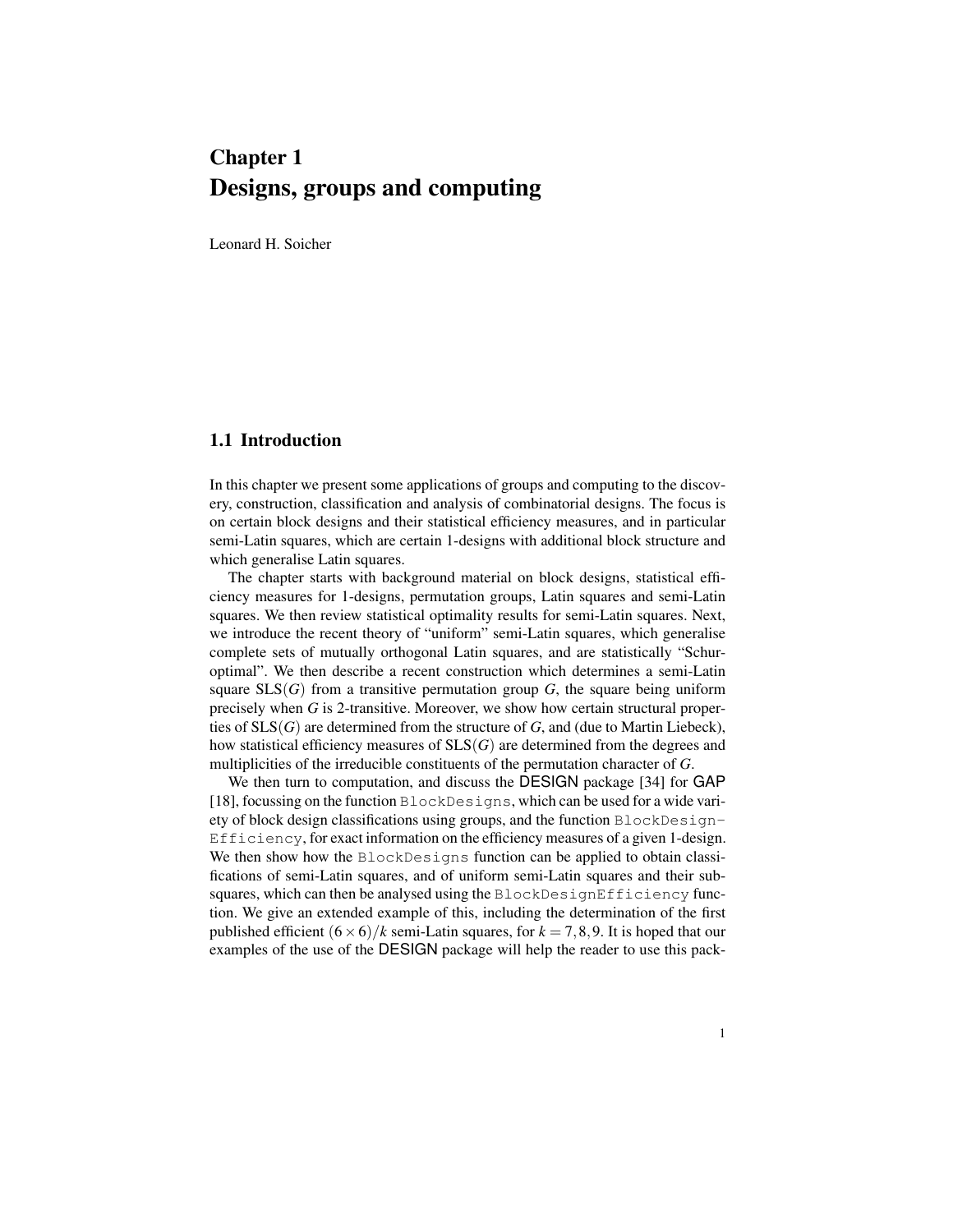# Chapter 1
# Designs, groups and computing

Leonard H. Soicher

## 1.1 Introduction

In this chapter we present some applications of groups and computing to the discovery, construction, classification and analysis of combinatorial designs. The focus is on certain block designs and their statistical efficiency measures, and in particular semi-Latin squares, which are certain 1-designs with additional block structure and which generalise Latin squares.

The chapter starts with background material on block designs, statistical efficiency measures for 1-designs, permutation groups, Latin squares and semi-Latin squares. We then review statistical optimality results for semi-Latin squares. Next, we introduce the recent theory of "uniform" semi-Latin squares, which generalise complete sets of mutually orthogonal Latin squares, and are statistically "Schur-optimal". We then describe a recent construction which determines a semi-Latin square $\mathrm{SLS}(G)$ from a transitive permutation group $G$, the square being uniform precisely when $G$ is 2-transitive. Moreover, we show how certain structural properties of $\mathrm{SLS}(G)$ are determined from the structure of $G$, and (due to Martin Liebeck), how statistical efficiency measures of $\mathrm{SLS}(G)$ are determined from the degrees and multiplicities of the irreducible constituents of the permutation character of $G$.

We then turn to computation, and discuss the DESIGN package [34] for GAP [18], focussing on the function `BlockDesigns`, which can be used for a wide variety of block design classifications using groups, and the function `BlockDesign-Efficiency`, for exact information on the efficiency measures of a given 1-design. We then show how the `BlockDesigns` function can be applied to obtain classifications of semi-Latin squares, and of uniform semi-Latin squares and their subsquares, which can then be analysed using the `BlockDesignEfficiency` function. We give an extended example of this, including the determination of the first published efficient $(6\times 6)/k$ semi-Latin squares, for $k = 7,8,9$. It is hoped that our examples of the use of the DESIGN package will help the reader to use this pack-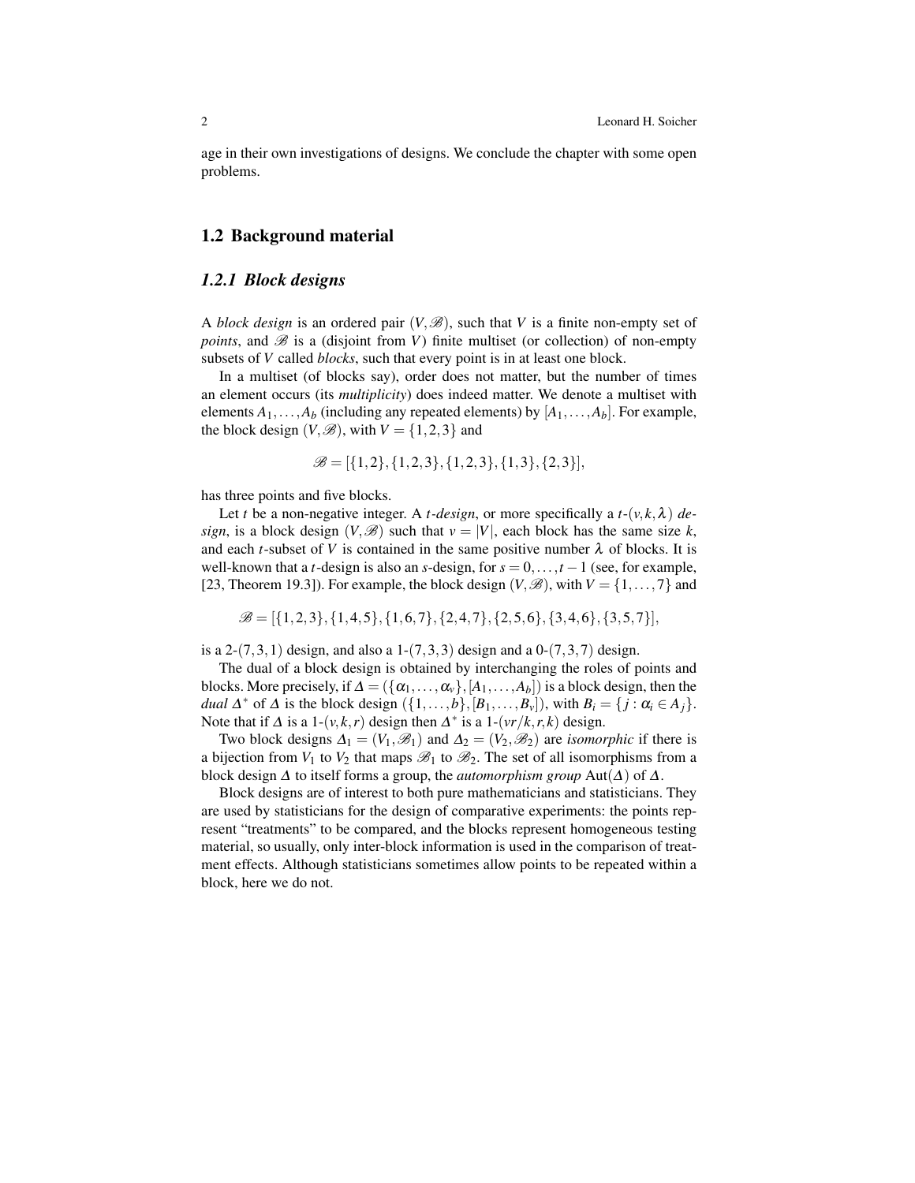age in their own investigations of designs. We conclude the chapter with some open problems.

## 1.2 Background material

### *1.2.1 Block designs*

A *block design* is an ordered pair $(V, \mathscr{B})$, such that $V$ is a finite non-empty set of *points*, and $\mathscr{B}$ is a (disjoint from $V$) finite multiset (or collection) of non-empty subsets of $V$ called *blocks*, such that every point is in at least one block.

In a multiset (of blocks say), order does not matter, but the number of times an element occurs (its *multiplicity*) does indeed matter. We denote a multiset with elements $A_1, \ldots, A_b$ (including any repeated elements) by $[A_1, \ldots, A_b]$. For example, the block design $(V, \mathscr{B})$, with $V = \{1,2,3\}$ and

$$\mathscr{B} = [\{1,2\}, \{1,2,3\}, \{1,2,3\}, \{1,3\}, \{2,3\}],$$

has three points and five blocks.

Let $t$ be a non-negative integer. A *$t$-design*, or more specifically a *$t$-$(v,k,\lambda)$ design*, is a block design $(V, \mathscr{B})$ such that $v = |V|$, each block has the same size $k$, and each $t$-subset of $V$ is contained in the same positive number $\lambda$ of blocks. It is well-known that a $t$-design is also an $s$-design, for $s = 0, \ldots, t-1$ (see, for example, [23, Theorem 19.3]). For example, the block design $(V, \mathscr{B})$, with $V = \{1, \ldots, 7\}$ and

$$\mathscr{B} = [\{1,2,3\}, \{1,4,5\}, \{1,6,7\}, \{2,4,7\}, \{2,5,6\}, \{3,4,6\}, \{3,5,7\}],$$

is a 2-$(7,3,1)$ design, and also a 1-$(7,3,3)$ design and a 0-$(7,3,7)$ design.

The dual of a block design is obtained by interchanging the roles of points and blocks. More precisely, if $\Delta = (\{\alpha_1, \ldots, \alpha_v\}, [A_1, \ldots, A_b])$ is a block design, then the *dual* $\Delta^*$ of $\Delta$ is the block design $(\{1, \ldots, b\}, [B_1, \ldots, B_v])$, with $B_i = \{j : \alpha_i \in A_j\}$. Note that if $\Delta$ is a 1-$(v,k,r)$ design then $\Delta^*$ is a 1-$(vr/k, r, k)$ design.

Two block designs $\Delta_1 = (V_1, \mathscr{B}_1)$ and $\Delta_2 = (V_2, \mathscr{B}_2)$ are *isomorphic* if there is a bijection from $V_1$ to $V_2$ that maps $\mathscr{B}_1$ to $\mathscr{B}_2$. The set of all isomorphisms from a block design $\Delta$ to itself forms a group, the *automorphism group* $\mathrm{Aut}(\Delta)$ of $\Delta$.

Block designs are of interest to both pure mathematicians and statisticians. They are used by statisticians for the design of comparative experiments: the points represent "treatments" to be compared, and the blocks represent homogeneous testing material, so usually, only inter-block information is used in the comparison of treatment effects. Although statisticians sometimes allow points to be repeated within a block, here we do not.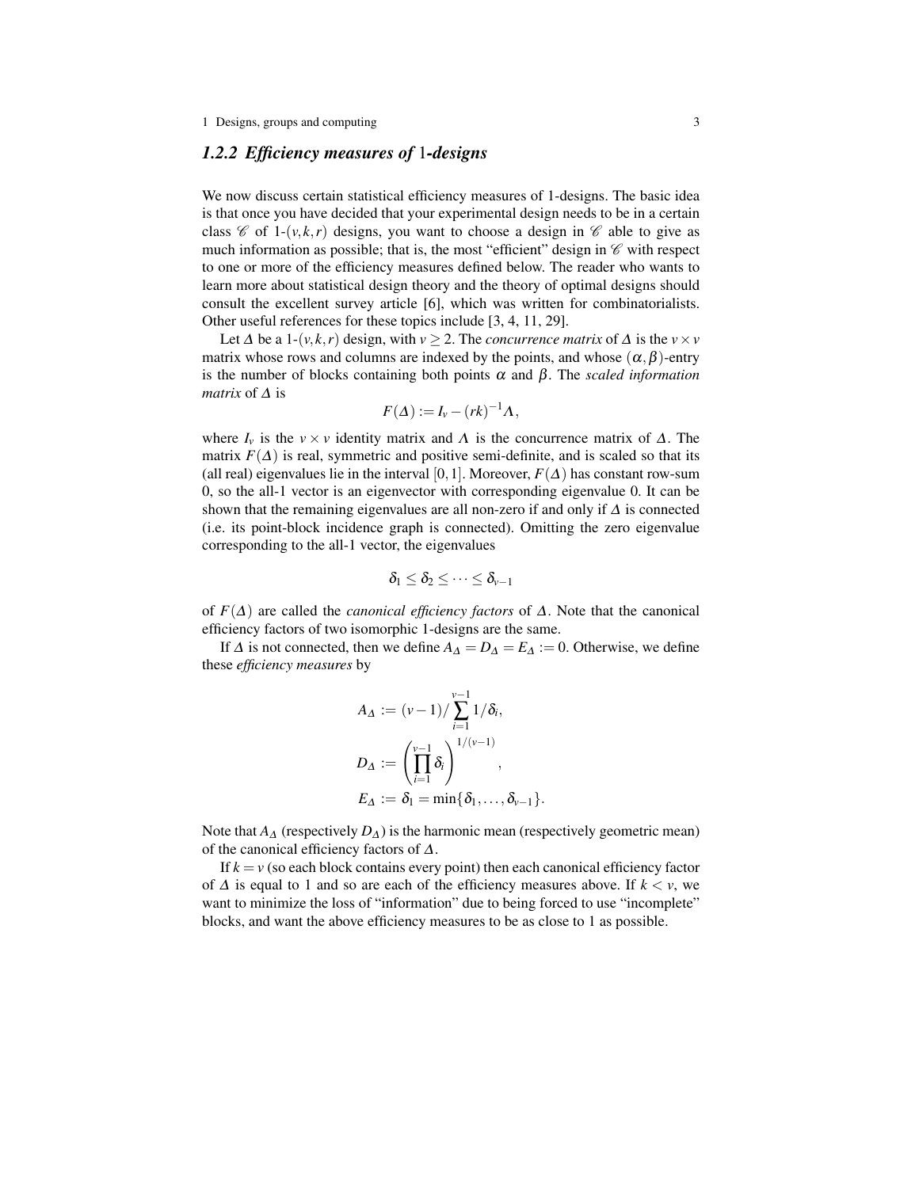### 1.2.2 *Efficiency measures of 1-designs*

We now discuss certain statistical efficiency measures of 1-designs. The basic idea is that once you have decided that your experimental design needs to be in a certain class $\mathscr{C}$ of 1-$(v,k,r)$ designs, you want to choose a design in $\mathscr{C}$ able to give as much information as possible; that is, the most "efficient" design in $\mathscr{C}$ with respect to one or more of the efficiency measures defined below. The reader who wants to learn more about statistical design theory and the theory of optimal designs should consult the excellent survey article [6], which was written for combinatorialists. Other useful references for these topics include [3, 4, 11, 29].

Let $\Delta$ be a 1-$(v,k,r)$ design, with $v \geq 2$. The *concurrence matrix* of $\Delta$ is the $v \times v$ matrix whose rows and columns are indexed by the points, and whose $(\alpha, \beta)$-entry is the number of blocks containing both points $\alpha$ and $\beta$. The *scaled information matrix* of $\Delta$ is

$$F(\Delta) := I_v - (rk)^{-1}\Lambda,$$

where $I_v$ is the $v \times v$ identity matrix and $\Lambda$ is the concurrence matrix of $\Delta$. The matrix $F(\Delta)$ is real, symmetric and positive semi-definite, and is scaled so that its (all real) eigenvalues lie in the interval $[0,1]$. Moreover, $F(\Delta)$ has constant row-sum 0, so the all-1 vector is an eigenvector with corresponding eigenvalue 0. It can be shown that the remaining eigenvalues are all non-zero if and only if $\Delta$ is connected (i.e. its point-block incidence graph is connected). Omitting the zero eigenvalue corresponding to the all-1 vector, the eigenvalues

$$\delta_1 \leq \delta_2 \leq \cdots \leq \delta_{v-1}$$

of $F(\Delta)$ are called the *canonical efficiency factors* of $\Delta$. Note that the canonical efficiency factors of two isomorphic 1-designs are the same.

If $\Delta$ is not connected, then we define $A_\Delta = D_\Delta = E_\Delta := 0$. Otherwise, we define these *efficiency measures* by

$$A_\Delta := (v-1)/\sum_{i=1}^{v-1} 1/\delta_i,$$

$$D_\Delta := \left(\prod_{i=1}^{v-1} \delta_i\right)^{1/(v-1)},$$

$$E_\Delta := \delta_1 = \min\{\delta_1, \ldots, \delta_{v-1}\}.$$

Note that $A_\Delta$ (respectively $D_\Delta$) is the harmonic mean (respectively geometric mean) of the canonical efficiency factors of $\Delta$.

If $k = v$ (so each block contains every point) then each canonical efficiency factor of $\Delta$ is equal to 1 and so are each of the efficiency measures above. If $k < v$, we want to minimize the loss of "information" due to being forced to use "incomplete" blocks, and want the above efficiency measures to be as close to 1 as possible.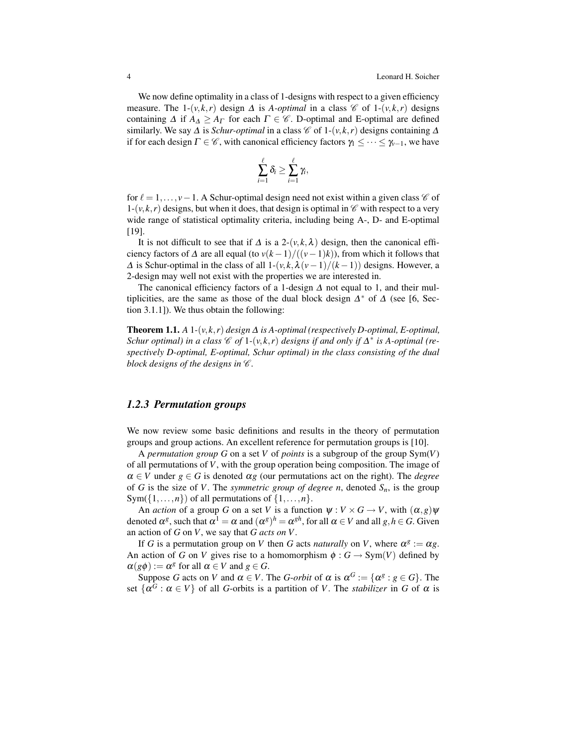We now define optimality in a class of 1-designs with respect to a given efficiency measure. The 1-$(v,k,r)$ design $\Delta$ is *A-optimal* in a class $\mathscr{C}$ of 1-$(v,k,r)$ designs containing $\Delta$ if $A_\Delta \geq A_\Gamma$ for each $\Gamma \in \mathscr{C}$. D-optimal and E-optimal are defined similarly. We say $\Delta$ is *Schur-optimal* in a class $\mathscr{C}$ of 1-$(v,k,r)$ designs containing $\Delta$ if for each design $\Gamma \in \mathscr{C}$, with canonical efficiency factors $\gamma_1 \leq \cdots \leq \gamma_{v-1}$, we have

$$\sum_{i=1}^{\ell} \delta_i \geq \sum_{i=1}^{\ell} \gamma_i,$$

for $\ell = 1, \ldots, v-1$. A Schur-optimal design need not exist within a given class $\mathscr{C}$ of 1-$(v,k,r)$ designs, but when it does, that design is optimal in $\mathscr{C}$ with respect to a very wide range of statistical optimality criteria, including being A-, D- and E-optimal [19].

It is not difficult to see that if $\Delta$ is a 2-$(v,k,\lambda)$ design, then the canonical efficiency factors of $\Delta$ are all equal (to $v(k-1)/((v-1)k)$), from which it follows that $\Delta$ is Schur-optimal in the class of all 1-$(v,k,\lambda(v-1)/(k-1))$ designs. However, a 2-design may well not exist with the properties we are interested in.

The canonical efficiency factors of a 1-design $\Delta$ not equal to 1, and their multiplicities, are the same as those of the dual block design $\Delta^*$ of $\Delta$ (see [6, Section 3.1.1]). We thus obtain the following:

**Theorem 1.1.** *A* 1-$(v,k,r)$ *design* $\Delta$ *is A-optimal (respectively D-optimal, E-optimal, Schur optimal) in a class* $\mathscr{C}$ *of* 1-$(v,k,r)$ *designs if and only if* $\Delta^*$ *is A-optimal (respectively D-optimal, E-optimal, Schur optimal) in the class consisting of the dual block designs of the designs in* $\mathscr{C}$.

### 1.2.3 Permutation groups

We now review some basic definitions and results in the theory of permutation groups and group actions. An excellent reference for permutation groups is [10].

A *permutation group* $G$ on a set $V$ of *points* is a subgroup of the group $\mathrm{Sym}(V)$ of all permutations of $V$, with the group operation being composition. The image of $\alpha \in V$ under $g \in G$ is denoted $\alpha g$ (our permutations act on the right). The *degree* of $G$ is the size of $V$. The *symmetric group of degree n*, denoted $S_n$, is the group $\mathrm{Sym}(\{1,\ldots,n\})$ of all permutations of $\{1,\ldots,n\}$.

An *action* of a group $G$ on a set $V$ is a function $\psi : V \times G \to V$, with $(\alpha, g)\psi$ denoted $\alpha^g$, such that $\alpha^1 = \alpha$ and $(\alpha^g)^h = \alpha^{gh}$, for all $\alpha \in V$ and all $g,h \in G$. Given an action of $G$ on $V$, we say that $G$ *acts on* $V$.

If $G$ is a permutation group on $V$ then $G$ acts *naturally* on $V$, where $\alpha^g := \alpha g$. An action of $G$ on $V$ gives rise to a homomorphism $\phi : G \to \mathrm{Sym}(V)$ defined by $\alpha(g\phi) := \alpha^g$ for all $\alpha \in V$ and $g \in G$.

Suppose $G$ acts on $V$ and $\alpha \in V$. The *G-orbit* of $\alpha$ is $\alpha^G := \{\alpha^g : g \in G\}$. The set $\{\alpha^G : \alpha \in V\}$ of all $G$-orbits is a partition of $V$. The *stabilizer* in $G$ of $\alpha$ is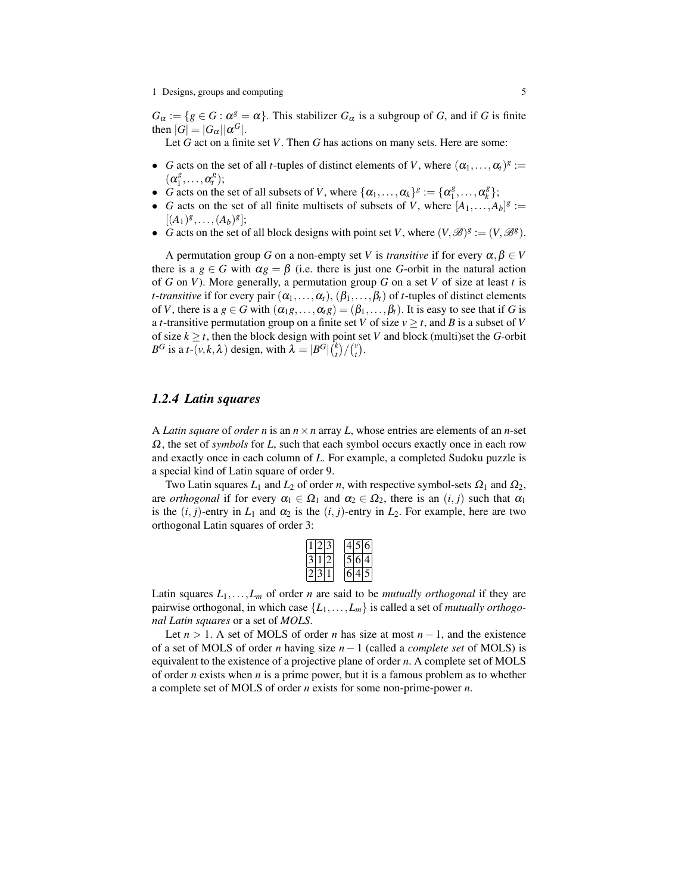$G_\alpha := \{g \in G : \alpha^g = \alpha\}$. This stabilizer $G_\alpha$ is a subgroup of $G$, and if $G$ is finite then $|G| = |G_\alpha||\alpha^G|$.

Let $G$ act on a finite set $V$. Then $G$ has actions on many sets. Here are some:

- $G$ acts on the set of all $t$-tuples of distinct elements of $V$, where $(\alpha_1, \ldots, \alpha_t)^g := (\alpha_1^g, \ldots, \alpha_t^g)$;
- $G$ acts on the set of all subsets of $V$, where $\{\alpha_1, \ldots, \alpha_k\}^g := \{\alpha_1^g, \ldots, \alpha_k^g\}$;
- $G$ acts on the set of all finite multisets of subsets of $V$, where $[A_1, \ldots, A_b]^g := [(A_1)^g, \ldots, (A_b)^g]$;
- $G$ acts on the set of all block designs with point set $V$, where $(V, \mathscr{B})^g := (V, \mathscr{B}^g)$.

A permutation group $G$ on a non-empty set $V$ is *transitive* if for every $\alpha, \beta \in V$ there is a $g \in G$ with $\alpha g = \beta$ (i.e. there is just one $G$-orbit in the natural action of $G$ on $V$). More generally, a permutation group $G$ on a set $V$ of size at least $t$ is *$t$-transitive* if for every pair $(\alpha_1, \ldots, \alpha_t)$, $(\beta_1, \ldots, \beta_t)$ of $t$-tuples of distinct elements of $V$, there is a $g \in G$ with $(\alpha_1 g, \ldots, \alpha_t g) = (\beta_1, \ldots, \beta_t)$. It is easy to see that if $G$ is a $t$-transitive permutation group on a finite set $V$ of size $v \geq t$, and $B$ is a subset of $V$ of size $k \geq t$, then the block design with point set $V$ and block (multi)set the $G$-orbit $B^G$ is a $t$-$(v, k, \lambda)$ design, with $\lambda = |B^G|\binom{k}{t}/\binom{v}{t}$.

### 1.2.4 Latin squares

A *Latin square* of *order* $n$ is an $n \times n$ array $L$, whose entries are elements of an $n$-set $\Omega$, the set of *symbols* for $L$, such that each symbol occurs exactly once in each row and exactly once in each column of $L$. For example, a completed Sudoku puzzle is a special kind of Latin square of order 9.

Two Latin squares $L_1$ and $L_2$ of order $n$, with respective symbol-sets $\Omega_1$ and $\Omega_2$, are *orthogonal* if for every $\alpha_1 \in \Omega_1$ and $\alpha_2 \in \Omega_2$, there is an $(i, j)$ such that $\alpha_1$ is the $(i, j)$-entry in $L_1$ and $\alpha_2$ is the $(i, j)$-entry in $L_2$. For example, here are two orthogonal Latin squares of order 3:

| 1 | 2 | 3 |
|---|---|---|
| 3 | 1 | 2 |
| 2 | 3 | 1 |

| 4 | 5 | 6 |
|---|---|---|
| 5 | 6 | 4 |
| 6 | 4 | 5 |

Latin squares $L_1, \ldots, L_m$ of order $n$ are said to be *mutually orthogonal* if they are pairwise orthogonal, in which case $\{L_1, \ldots, L_m\}$ is called a set of *mutually orthogonal Latin squares* or a set of *MOLS*.

Let $n > 1$. A set of MOLS of order $n$ has size at most $n - 1$, and the existence of a set of MOLS of order $n$ having size $n - 1$ (called a *complete set* of MOLS) is equivalent to the existence of a projective plane of order $n$. A complete set of MOLS of order $n$ exists when $n$ is a prime power, but it is a famous problem as to whether a complete set of MOLS of order $n$ exists for some non-prime-power $n$.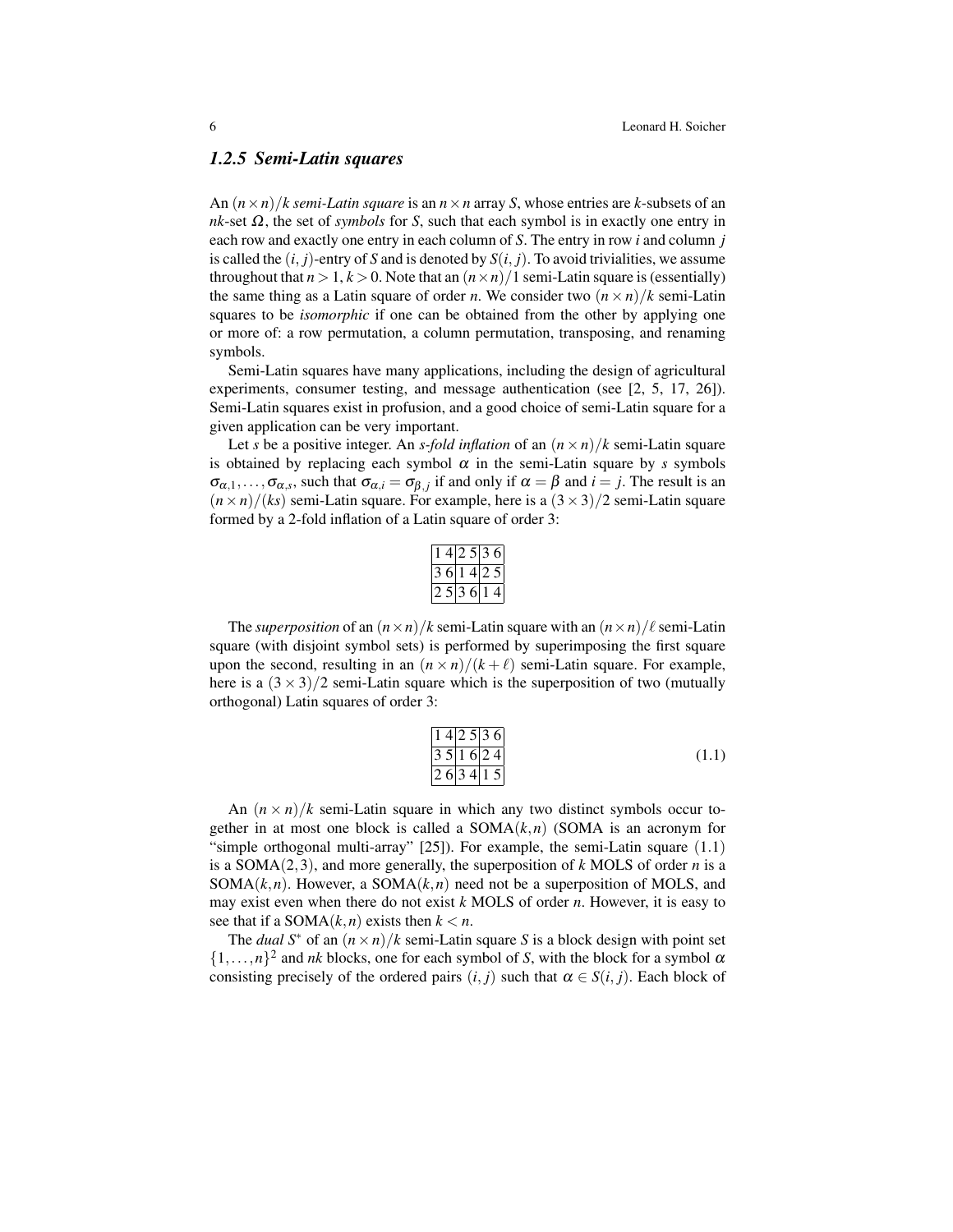### 1.2.5 Semi-Latin squares

An $(n \times n)/k$ *semi-Latin square* is an $n \times n$ array $S$, whose entries are $k$-subsets of an $nk$-set $\Omega$, the set of *symbols* for $S$, such that each symbol is in exactly one entry in each row and exactly one entry in each column of $S$. The entry in row $i$ and column $j$ is called the $(i, j)$-entry of $S$ and is denoted by $S(i, j)$. To avoid trivialities, we assume throughout that $n > 1$, $k > 0$. Note that an $(n \times n)/1$ semi-Latin square is (essentially) the same thing as a Latin square of order $n$. We consider two $(n \times n)/k$ semi-Latin squares to be *isomorphic* if one can be obtained from the other by applying one or more of: a row permutation, a column permutation, transposing, and renaming symbols.

Semi-Latin squares have many applications, including the design of agricultural experiments, consumer testing, and message authentication (see [2, 5, 17, 26]). Semi-Latin squares exist in profusion, and a good choice of semi-Latin square for a given application can be very important.

Let $s$ be a positive integer. An *s-fold inflation* of an $(n \times n)/k$ semi-Latin square is obtained by replacing each symbol $\alpha$ in the semi-Latin square by $s$ symbols $\sigma_{\alpha,1}, \ldots, \sigma_{\alpha,s}$, such that $\sigma_{\alpha,i} = \sigma_{\beta,j}$ if and only if $\alpha = \beta$ and $i = j$. The result is an $(n \times n)/(ks)$ semi-Latin square. For example, here is a $(3 \times 3)/2$ semi-Latin square formed by a 2-fold inflation of a Latin square of order 3:

| | | |
|---|---|---|
| 1 4 | 2 5 | 3 6 |
| 3 6 | 1 4 | 2 5 |
| 2 5 | 3 6 | 1 4 |

The *superposition* of an $(n \times n)/k$ semi-Latin square with an $(n \times n)/\ell$ semi-Latin square (with disjoint symbol sets) is performed by superimposing the first square upon the second, resulting in an $(n \times n)/(k + \ell)$ semi-Latin square. For example, here is a $(3 \times 3)/2$ semi-Latin square which is the superposition of two (mutually orthogonal) Latin squares of order 3:

| | | |
|---|---|---|
| 1 4 | 2 5 | 3 6 |
| 3 5 | 1 6 | 2 4 |
| 2 6 | 3 4 | 1 5 |

(1.1)

An $(n \times n)/k$ semi-Latin square in which any two distinct symbols occur together in at most one block is called a SOMA$(k, n)$ (SOMA is an acronym for "simple orthogonal multi-array" [25]). For example, the semi-Latin square (1.1) is a SOMA$(2, 3)$, and more generally, the superposition of $k$ MOLS of order $n$ is a SOMA$(k, n)$. However, a SOMA$(k, n)$ need not be a superposition of MOLS, and may exist even when there do not exist $k$ MOLS of order $n$. However, it is easy to see that if a SOMA$(k, n)$ exists then $k < n$.

The *dual* $S^*$ of an $(n \times n)/k$ semi-Latin square $S$ is a block design with point set $\{1, \ldots, n\}^2$ and $nk$ blocks, one for each symbol of $S$, with the block for a symbol $\alpha$ consisting precisely of the ordered pairs $(i, j)$ such that $\alpha \in S(i, j)$. Each block of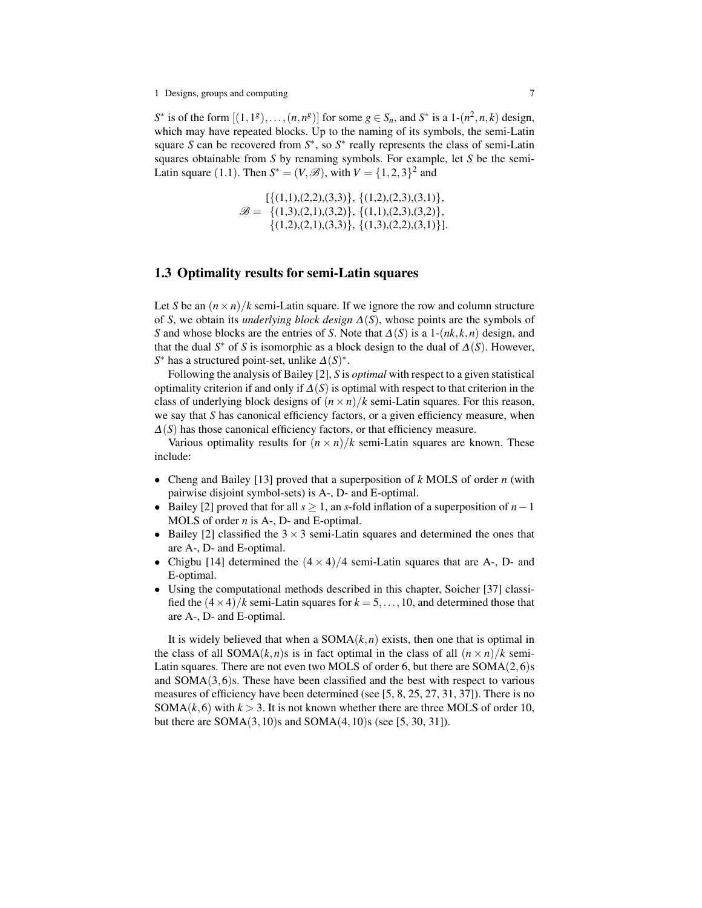$S^*$ is of the form $[(1,1^g),\ldots,(n,n^g)]$ for some $g \in S_n$, and $S^*$ is a 1-$(n^2,n,k)$ design, which may have repeated blocks. Up to the naming of its symbols, the semi-Latin square $S$ can be recovered from $S^*$, so $S^*$ really represents the class of semi-Latin squares obtainable from $S$ by renaming symbols. For example, let $S$ be the semi-Latin square (1.1). Then $S^* = (V, \mathscr{B})$, with $V = \{1,2,3\}^2$ and

$$\mathscr{B} = \begin{array}{l} [\{(1,1),(2,2),(3,3)\},\ \{(1,2),(2,3),(3,1)\}, \\ \{(1,3),(2,1),(3,2)\},\ \{(1,1),(2,3),(3,2)\}, \\ \{(1,2),(2,1),(3,3)\},\ \{(1,3),(2,2),(3,1)\}]. \end{array}$$

## 1.3 Optimality results for semi-Latin squares

Let $S$ be an $(n \times n)/k$ semi-Latin square. If we ignore the row and column structure of $S$, we obtain its *underlying block design* $\Delta(S)$, whose points are the symbols of $S$ and whose blocks are the entries of $S$. Note that $\Delta(S)$ is a 1-$(nk,k,n)$ design, and that the dual $S^*$ of $S$ is isomorphic as a block design to the dual of $\Delta(S)$. However, $S^*$ has a structured point-set, unlike $\Delta(S)^*$.

Following the analysis of Bailey [2], $S$ is *optimal* with respect to a given statistical optimality criterion if and only if $\Delta(S)$ is optimal with respect to that criterion in the class of underlying block designs of $(n \times n)/k$ semi-Latin squares. For this reason, we say that $S$ has canonical efficiency factors, or a given efficiency measure, when $\Delta(S)$ has those canonical efficiency factors, or that efficiency measure.

Various optimality results for $(n \times n)/k$ semi-Latin squares are known. These include:

- Cheng and Bailey [13] proved that a superposition of $k$ MOLS of order $n$ (with pairwise disjoint symbol-sets) is A-, D- and E-optimal.
- Bailey [2] proved that for all $s \geq 1$, an $s$-fold inflation of a superposition of $n-1$ MOLS of order $n$ is A-, D- and E-optimal.
- Bailey [2] classified the $3 \times 3$ semi-Latin squares and determined the ones that are A-, D- and E-optimal.
- Chigbu [14] determined the $(4 \times 4)/4$ semi-Latin squares that are A-, D- and E-optimal.
- Using the computational methods described in this chapter, Soicher [37] classified the $(4 \times 4)/k$ semi-Latin squares for $k = 5,\ldots,10$, and determined those that are A-, D- and E-optimal.

It is widely believed that when a $\mathrm{SOMA}(k,n)$ exists, then one that is optimal in the class of all $\mathrm{SOMA}(k,n)$s is in fact optimal in the class of all $(n \times n)/k$ semi-Latin squares. There are not even two MOLS of order 6, but there are $\mathrm{SOMA}(2,6)$s and $\mathrm{SOMA}(3,6)$s. These have been classified and the best with respect to various measures of efficiency have been determined (see [5, 8, 25, 27, 31, 37]). There is no $\mathrm{SOMA}(k,6)$ with $k > 3$. It is not known whether there are three MOLS of order 10, but there are $\mathrm{SOMA}(3,10)$s and $\mathrm{SOMA}(4,10)$s (see [5, 30, 31]).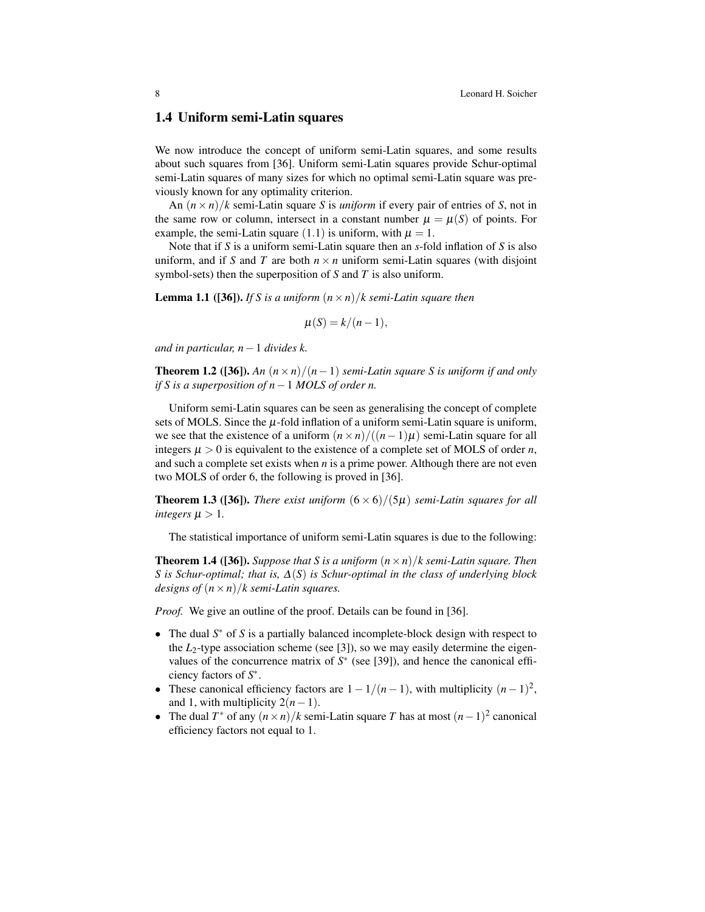## 1.4 Uniform semi-Latin squares

We now introduce the concept of uniform semi-Latin squares, and some results about such squares from [36]. Uniform semi-Latin squares provide Schur-optimal semi-Latin squares of many sizes for which no optimal semi-Latin square was previously known for any optimality criterion.

An $(n\times n)/k$ semi-Latin square $S$ is *uniform* if every pair of entries of $S$, not in the same row or column, intersect in a constant number $\mu=\mu(S)$ of points. For example, the semi-Latin square (1.1) is uniform, with $\mu=1$.

Note that if $S$ is a uniform semi-Latin square then an $s$-fold inflation of $S$ is also uniform, and if $S$ and $T$ are both $n\times n$ uniform semi-Latin squares (with disjoint symbol-sets) then the superposition of $S$ and $T$ is also uniform.

**Lemma 1.1 ([36]).** *If $S$ is a uniform $(n\times n)/k$ semi-Latin square then*

$$\mu(S)=k/(n-1),$$

*and in particular, $n-1$ divides $k$.*

**Theorem 1.2 ([36]).** *An $(n\times n)/(n-1)$ semi-Latin square $S$ is uniform if and only if $S$ is a superposition of $n-1$ MOLS of order $n$.*

Uniform semi-Latin squares can be seen as generalising the concept of complete sets of MOLS. Since the $\mu$-fold inflation of a uniform semi-Latin square is uniform, we see that the existence of a uniform $(n\times n)/((n-1)\mu)$ semi-Latin square for all integers $\mu>0$ is equivalent to the existence of a complete set of MOLS of order $n$, and such a complete set exists when $n$ is a prime power. Although there are not even two MOLS of order 6, the following is proved in [36].

**Theorem 1.3 ([36]).** *There exist uniform $(6\times 6)/(5\mu)$ semi-Latin squares for all integers $\mu>1$.*

The statistical importance of uniform semi-Latin squares is due to the following:

**Theorem 1.4 ([36]).** *Suppose that $S$ is a uniform $(n\times n)/k$ semi-Latin square. Then $S$ is Schur-optimal; that is, $\Delta(S)$ is Schur-optimal in the class of underlying block designs of $(n\times n)/k$ semi-Latin squares.*

*Proof.* We give an outline of the proof. Details can be found in [36].

- The dual $S^*$ of $S$ is a partially balanced incomplete-block design with respect to the $L_2$-type association scheme (see [3]), so we may easily determine the eigenvalues of the concurrence matrix of $S^*$ (see [39]), and hence the canonical efficiency factors of $S^*$.
- These canonical efficiency factors are $1-1/(n-1)$, with multiplicity $(n-1)^2$, and 1, with multiplicity $2(n-1)$.
- The dual $T^*$ of any $(n\times n)/k$ semi-Latin square $T$ has at most $(n-1)^2$ canonical efficiency factors not equal to 1.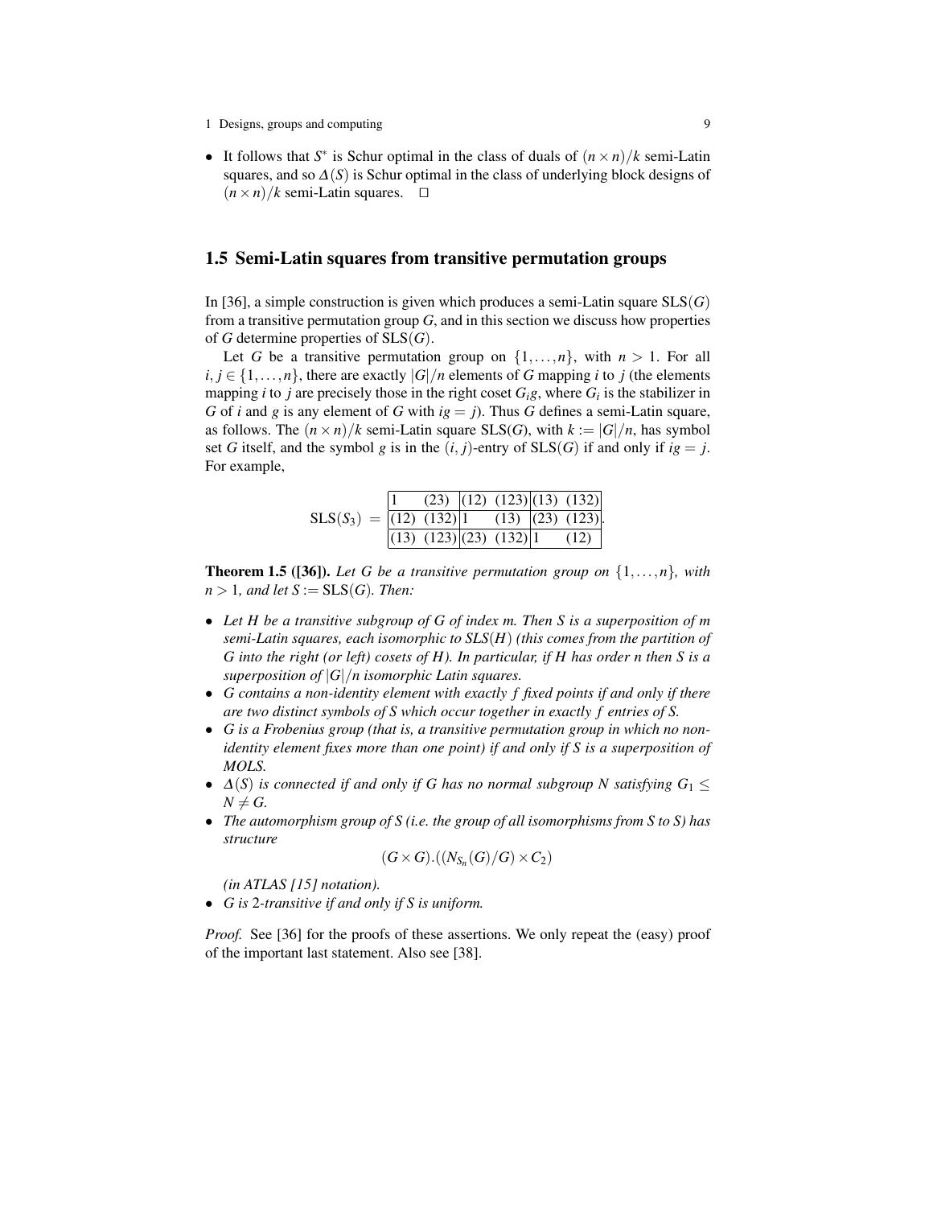- It follows that $S^*$ is Schur optimal in the class of duals of $(n\times n)/k$ semi-Latin squares, and so $\Delta(S)$ is Schur optimal in the class of underlying block designs of $(n\times n)/k$ semi-Latin squares. □

## 1.5 Semi-Latin squares from transitive permutation groups

In [36], a simple construction is given which produces a semi-Latin square $\mathrm{SLS}(G)$ from a transitive permutation group $G$, and in this section we discuss how properties of $G$ determine properties of $\mathrm{SLS}(G)$.

Let $G$ be a transitive permutation group on $\{1,\dots,n\}$, with $n>1$. For all $i,j\in\{1,\dots,n\}$, there are exactly $|G|/n$ elements of $G$ mapping $i$ to $j$ (the elements mapping $i$ to $j$ are precisely those in the right coset $G_i g$, where $G_i$ is the stabilizer in $G$ of $i$ and $g$ is any element of $G$ with $ig=j$). Thus $G$ defines a semi-Latin square, as follows. The $(n\times n)/k$ semi-Latin square $\mathrm{SLS}(G)$, with $k:=|G|/n$, has symbol set $G$ itself, and the symbol $g$ is in the $(i,j)$-entry of $\mathrm{SLS}(G)$ if and only if $ig=j$. For example,

$$
\mathrm{SLS}(S_3) \;=\; \begin{array}{|cc|cc|cc|}
\hline
1 & (23) & (12) & (123) & (13) & (132)\\
\hline
(12) & (132) & 1 & (13) & (23) & (123)\\
\hline
(13) & (123) & (23) & (132) & 1 & (12)\\
\hline
\end{array}.
$$

**Theorem 1.5 ([36]).** *Let $G$ be a transitive permutation group on $\{1,\dots,n\}$, with $n>1$, and let $S:=\mathrm{SLS}(G)$. Then:*

- *Let $H$ be a transitive subgroup of $G$ of index $m$. Then $S$ is a superposition of $m$ semi-Latin squares, each isomorphic to $\mathrm{SLS}(H)$ (this comes from the partition of $G$ into the right (or left) cosets of $H$). In particular, if $H$ has order $n$ then $S$ is a superposition of $|G|/n$ isomorphic Latin squares.*
- *$G$ contains a non-identity element with exactly $f$ fixed points if and only if there are two distinct symbols of $S$ which occur together in exactly $f$ entries of $S$.*
- *$G$ is a Frobenius group (that is, a transitive permutation group in which no non-identity element fixes more than one point) if and only if $S$ is a superposition of MOLS.*
- *$\Delta(S)$ is connected if and only if $G$ has no normal subgroup $N$ satisfying $G_1\le N\ne G$.*
- *The automorphism group of $S$ (i.e. the group of all isomorphisms from $S$ to $S$) has structure*

$$(G\times G).((N_{S_n}(G)/G)\times C_2)$$

*(in ATLAS [15] notation).*

- *$G$ is 2-transitive if and only if $S$ is uniform.*

*Proof.* See [36] for the proofs of these assertions. We only repeat the (easy) proof of the important last statement. Also see [38].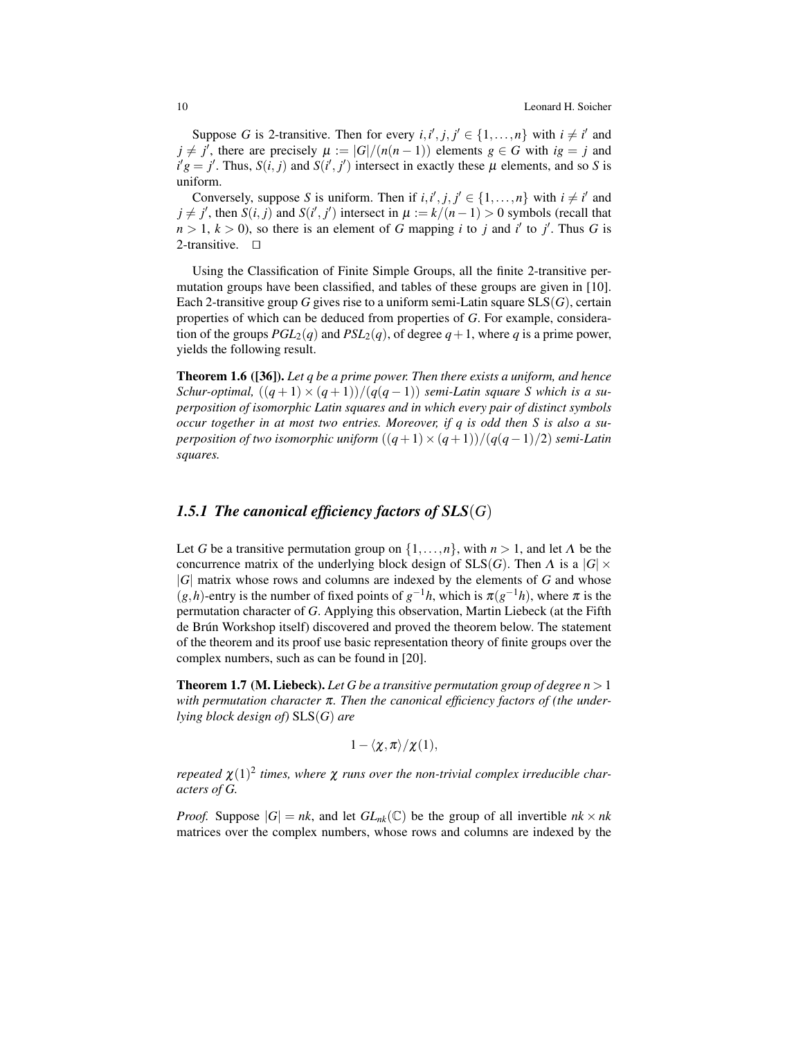Suppose $G$ is 2-transitive. Then for every $i, i', j, j' \in \{1, \ldots, n\}$ with $i \neq i'$ and $j \neq j'$, there are precisely $\mu := |G|/(n(n-1))$ elements $g \in G$ with $ig = j$ and $i'g = j'$. Thus, $S(i, j)$ and $S(i', j')$ intersect in exactly these $\mu$ elements, and so $S$ is uniform.

Conversely, suppose $S$ is uniform. Then if $i, i', j, j' \in \{1, \ldots, n\}$ with $i \neq i'$ and $j \neq j'$, then $S(i, j)$ and $S(i', j')$ intersect in $\mu := k/(n-1) > 0$ symbols (recall that $n > 1$, $k > 0$), so there is an element of $G$ mapping $i$ to $j$ and $i'$ to $j'$. Thus $G$ is 2-transitive. $\square$

Using the Classification of Finite Simple Groups, all the finite 2-transitive permutation groups have been classified, and tables of these groups are given in [10]. Each 2-transitive group $G$ gives rise to a uniform semi-Latin square $\mathrm{SLS}(G)$, certain properties of which can be deduced from properties of $G$. For example, consideration of the groups $PGL_2(q)$ and $PSL_2(q)$, of degree $q+1$, where $q$ is a prime power, yields the following result.

**Theorem 1.6 ([36]).** *Let $q$ be a prime power. Then there exists a uniform, and hence Schur-optimal, $((q+1) \times (q+1))/(q(q-1))$ semi-Latin square $S$ which is a superposition of isomorphic Latin squares and in which every pair of distinct symbols occur together in at most two entries. Moreover, if $q$ is odd then $S$ is also a superposition of two isomorphic uniform $((q+1) \times (q+1))/(q(q-1)/2)$ semi-Latin squares.*

### 1.5.1 The canonical efficiency factors of SLS($G$)

Let $G$ be a transitive permutation group on $\{1, \ldots, n\}$, with $n > 1$, and let $\Lambda$ be the concurrence matrix of the underlying block design of $\mathrm{SLS}(G)$. Then $\Lambda$ is a $|G| \times |G|$ matrix whose rows and columns are indexed by the elements of $G$ and whose $(g, h)$-entry is the number of fixed points of $g^{-1}h$, which is $\pi(g^{-1}h)$, where $\pi$ is the permutation character of $G$. Applying this observation, Martin Liebeck (at the Fifth de Brún Workshop itself) discovered and proved the theorem below. The statement of the theorem and its proof use basic representation theory of finite groups over the complex numbers, such as can be found in [20].

**Theorem 1.7 (M. Liebeck).** *Let $G$ be a transitive permutation group of degree $n > 1$ with permutation character $\pi$. Then the canonical efficiency factors of (the underlying block design of) $\mathrm{SLS}(G)$ are*

$$1 - \langle \chi, \pi \rangle / \chi(1),$$

*repeated $\chi(1)^2$ times, where $\chi$ runs over the non-trivial complex irreducible characters of $G$.*

*Proof.* Suppose $|G| = nk$, and let $GL_{nk}(\mathbb{C})$ be the group of all invertible $nk \times nk$ matrices over the complex numbers, whose rows and columns are indexed by the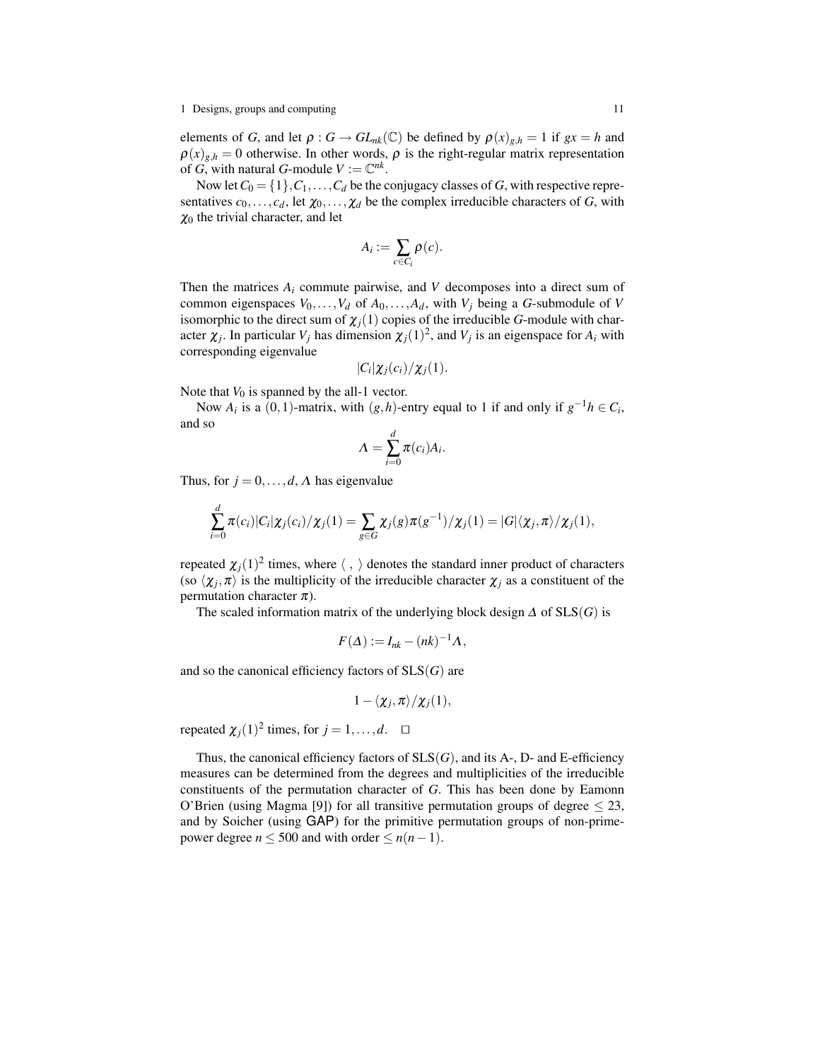elements of $G$, and let $\rho : G \to GL_{nk}(\mathbb{C})$ be defined by $\rho(x)_{g,h} = 1$ if $gx = h$ and $\rho(x)_{g,h} = 0$ otherwise. In other words, $\rho$ is the right-regular matrix representation of $G$, with natural $G$-module $V := \mathbb{C}^{nk}$.

Now let $C_0 = \{1\}, C_1, \ldots, C_d$ be the conjugacy classes of $G$, with respective representatives $c_0, \ldots, c_d$, let $\chi_0, \ldots, \chi_d$ be the complex irreducible characters of $G$, with $\chi_0$ the trivial character, and let

$$A_i := \sum_{c \in C_i} \rho(c).$$

Then the matrices $A_i$ commute pairwise, and $V$ decomposes into a direct sum of common eigenspaces $V_0, \ldots, V_d$ of $A_0, \ldots, A_d$, with $V_j$ being a $G$-submodule of $V$ isomorphic to the direct sum of $\chi_j(1)$ copies of the irreducible $G$-module with character $\chi_j$. In particular $V_j$ has dimension $\chi_j(1)^2$, and $V_j$ is an eigenspace for $A_i$ with corresponding eigenvalue

$$|C_i|\chi_j(c_i)/\chi_j(1).$$

Note that $V_0$ is spanned by the all-1 vector.

Now $A_i$ is a $(0,1)$-matrix, with $(g,h)$-entry equal to 1 if and only if $g^{-1}h \in C_i$, and so

$$\Lambda = \sum_{i=0}^{d} \pi(c_i) A_i.$$

Thus, for $j = 0, \ldots, d$, $\Lambda$ has eigenvalue

$$\sum_{i=0}^{d} \pi(c_i)|C_i|\chi_j(c_i)/\chi_j(1) = \sum_{g \in G} \chi_j(g)\pi(g^{-1})/\chi_j(1) = |G|\langle \chi_j, \pi \rangle/\chi_j(1),$$

repeated $\chi_j(1)^2$ times, where $\langle\ ,\ \rangle$ denotes the standard inner product of characters (so $\langle \chi_j, \pi \rangle$ is the multiplicity of the irreducible character $\chi_j$ as a constituent of the permutation character $\pi$).

The scaled information matrix of the underlying block design $\Delta$ of $\mathrm{SLS}(G)$ is

$$F(\Delta) := I_{nk} - (nk)^{-1}\Lambda,$$

and so the canonical efficiency factors of $\mathrm{SLS}(G)$ are

$$1 - \langle \chi_j, \pi \rangle/\chi_j(1),$$

repeated $\chi_j(1)^2$ times, for $j = 1, \ldots, d$. $\square$

Thus, the canonical efficiency factors of $\mathrm{SLS}(G)$, and its A-, D- and E-efficiency measures can be determined from the degrees and multiplicities of the irreducible constituents of the permutation character of $G$. This has been done by Eamonn O'Brien (using Magma [9]) for all transitive permutation groups of degree $\leq 23$, and by Soicher (using GAP) for the primitive permutation groups of non-prime-power degree $n \leq 500$ and with order $\leq n(n-1)$.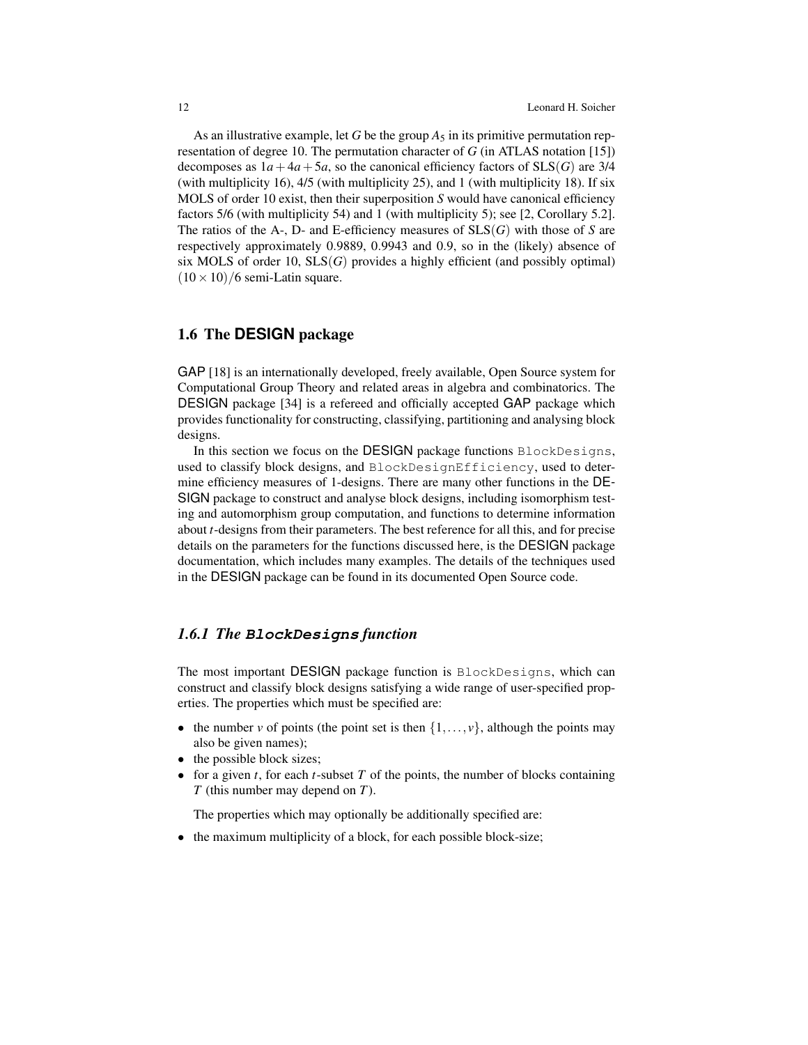As an illustrative example, let $G$ be the group $A_5$ in its primitive permutation representation of degree 10. The permutation character of $G$ (in ATLAS notation [15]) decomposes as $1a + 4a + 5a$, so the canonical efficiency factors of $\mathrm{SLS}(G)$ are 3/4 (with multiplicity 16), 4/5 (with multiplicity 25), and 1 (with multiplicity 18). If six MOLS of order 10 exist, then their superposition $S$ would have canonical efficiency factors 5/6 (with multiplicity 54) and 1 (with multiplicity 5); see [2, Corollary 5.2]. The ratios of the A-, D- and E-efficiency measures of $\mathrm{SLS}(G)$ with those of $S$ are respectively approximately 0.9889, 0.9943 and 0.9, so in the (likely) absence of six MOLS of order 10, $\mathrm{SLS}(G)$ provides a highly efficient (and possibly optimal) $(10 \times 10)/6$ semi-Latin square.

## 1.6 The DESIGN package

GAP [18] is an internationally developed, freely available, Open Source system for Computational Group Theory and related areas in algebra and combinatorics. The DESIGN package [34] is a refereed and officially accepted GAP package which provides functionality for constructing, classifying, partitioning and analysing block designs.

In this section we focus on the DESIGN package functions `BlockDesigns`, used to classify block designs, and `BlockDesignEfficiency`, used to determine efficiency measures of 1-designs. There are many other functions in the DESIGN package to construct and analyse block designs, including isomorphism testing and automorphism group computation, and functions to determine information about $t$-designs from their parameters. The best reference for all this, and for precise details on the parameters for the functions discussed here, is the DESIGN package documentation, which includes many examples. The details of the techniques used in the DESIGN package can be found in its documented Open Source code.

### *1.6.1 The `BlockDesigns` function*

The most important DESIGN package function is `BlockDesigns`, which can construct and classify block designs satisfying a wide range of user-specified properties. The properties which must be specified are:

- the number $v$ of points (the point set is then $\{1, \dots, v\}$, although the points may also be given names);
- the possible block sizes;
- for a given $t$, for each $t$-subset $T$ of the points, the number of blocks containing $T$ (this number may depend on $T$).

The properties which may optionally be additionally specified are:

- the maximum multiplicity of a block, for each possible block-size;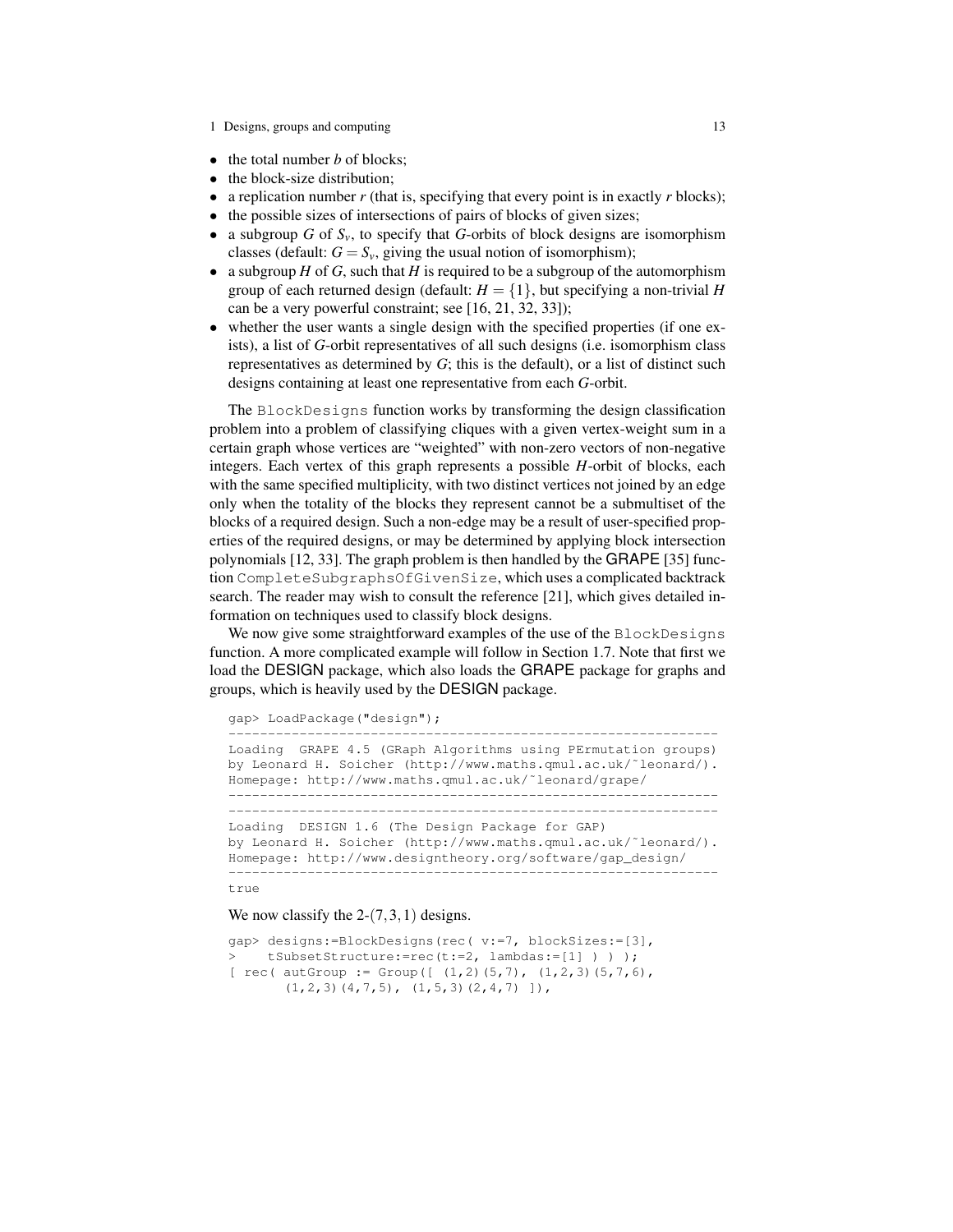- the total number $b$ of blocks;
- the block-size distribution;
- a replication number $r$ (that is, specifying that every point is in exactly $r$ blocks);
- the possible sizes of intersections of pairs of blocks of given sizes;
- a subgroup $G$ of $S_v$, to specify that $G$-orbits of block designs are isomorphism classes (default: $G = S_v$, giving the usual notion of isomorphism);
- a subgroup $H$ of $G$, such that $H$ is required to be a subgroup of the automorphism group of each returned design (default: $H = \{1\}$, but specifying a non-trivial $H$ can be a very powerful constraint; see [16, 21, 32, 33]);
- whether the user wants a single design with the specified properties (if one exists), a list of $G$-orbit representatives of all such designs (i.e. isomorphism class representatives as determined by $G$; this is the default), or a list of distinct such designs containing at least one representative from each $G$-orbit.

The `BlockDesigns` function works by transforming the design classification problem into a problem of classifying cliques with a given vertex-weight sum in a certain graph whose vertices are "weighted" with non-zero vectors of non-negative integers. Each vertex of this graph represents a possible $H$-orbit of blocks, each with the same specified multiplicity, with two distinct vertices not joined by an edge only when the totality of the blocks they represent cannot be a submultiset of the blocks of a required design. Such a non-edge may be a result of user-specified properties of the required designs, or may be determined by applying block intersection polynomials [12, 33]. The graph problem is then handled by the GRAPE [35] function `CompleteSubgraphsOfGivenSize`, which uses a complicated backtrack search. The reader may wish to consult the reference [21], which gives detailed information on techniques used to classify block designs.

We now give some straightforward examples of the use of the `BlockDesigns` function. A more complicated example will follow in Section 1.7. Note that first we load the DESIGN package, which also loads the GRAPE package for graphs and groups, which is heavily used by the DESIGN package.

```
gap> LoadPackage("design");
----------------------------------------------------------------
Loading  GRAPE 4.5 (GRaph Algorithms using PErmutation groups)
by Leonard H. Soicher (http://www.maths.qmul.ac.uk/~leonard/).
Homepage: http://www.maths.qmul.ac.uk/~leonard/grape/
----------------------------------------------------------------
----------------------------------------------------------------
Loading  DESIGN 1.6 (The Design Package for GAP)
by Leonard H. Soicher (http://www.maths.qmul.ac.uk/~leonard/).
Homepage: http://www.designtheory.org/software/gap_design/
----------------------------------------------------------------
true
```

We now classify the 2-$(7,3,1)$ designs.

```
gap> designs:=BlockDesigns(rec( v:=7, blockSizes:=[3],
>    tSubsetStructure:=rec(t:=2, lambdas:=[1] ) ) );
[ rec( autGroup := Group([ (1,2)(5,7), (1,2,3)(5,7,6),
       (1,2,3)(4,7,5), (1,5,3)(2,4,7) ]),
```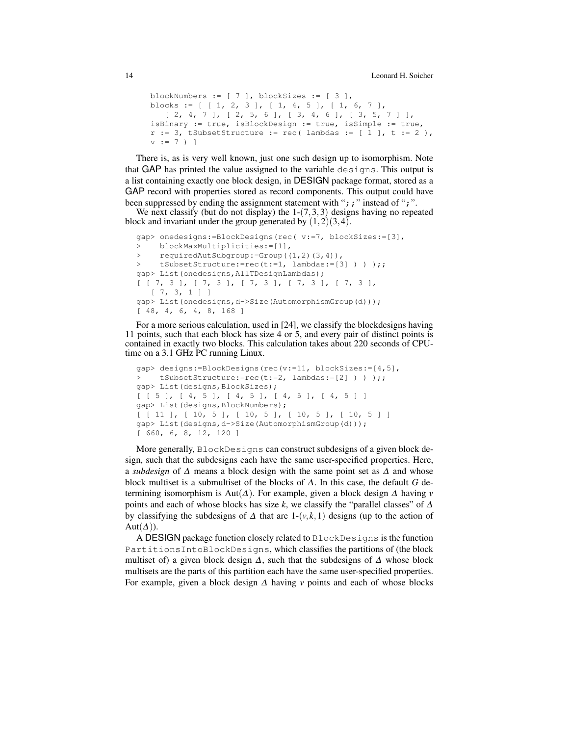```
blockNumbers := [ 7 ], blockSizes := [ 3 ],
blocks := [ [ 1, 2, 3 ], [ 1, 4, 5 ], [ 1, 6, 7 ],
   [ 2, 4, 7 ], [ 2, 5, 6 ], [ 3, 4, 6 ], [ 3, 5, 7 ] ],
isBinary := true, isBlockDesign := true, isSimple := true,
r := 3, tSubsetStructure := rec( lambdas := [ 1 ], t := 2 ),
v := 7 ) ]
```

There is, as is very well known, just one such design up to isomorphism. Note that GAP has printed the value assigned to the variable `designs`. This output is a list containing exactly one block design, in DESIGN package format, stored as a GAP record with properties stored as record components. This output could have been suppressed by ending the assignment statement with "`;;`" instead of "`;`".

We next classify (but do not display) the 1-$(7,3,3)$ designs having no repeated block and invariant under the group generated by $(1,2)(3,4)$.

```
gap> onedesigns:=BlockDesigns(rec( v:=7, blockSizes:=[3],
>    blockMaxMultiplicities:=[1],
>    requiredAutSubgroup:=Group((1,2)(3,4)),
>    tSubsetStructure:=rec(t:=1, lambdas:=[3] ) ) );;
gap> List(onedesigns,AllTDesignLambdas);
[ [ 7, 3 ], [ 7, 3 ], [ 7, 3 ], [ 7, 3 ], [ 7, 3 ],
  [ 7, 3, 1 ] ]
gap> List(onedesigns,d->Size(AutomorphismGroup(d)));
[ 48, 4, 6, 4, 8, 168 ]
```

For a more serious calculation, used in [24], we classify the blockdesigns having 11 points, such that each block has size 4 or 5, and every pair of distinct points is contained in exactly two blocks. This calculation takes about 220 seconds of CPU-time on a 3.1 GHz PC running Linux.

```
gap> designs:=BlockDesigns(rec(v:=11, blockSizes:=[4,5],
>    tSubsetStructure:=rec(t:=2, lambdas:=[2] ) ) );;
gap> List(designs,BlockSizes);
[ [ 5 ], [ 4, 5 ], [ 4, 5 ], [ 4, 5 ], [ 4, 5 ] ]
gap> List(designs,BlockNumbers);
[ [ 11 ], [ 10, 5 ], [ 10, 5 ], [ 10, 5 ], [ 10, 5 ] ]
gap> List(designs,d->Size(AutomorphismGroup(d)));
[ 660, 6, 8, 12, 120 ]
```

More generally, `BlockDesigns` can construct subdesigns of a given block design, such that the subdesigns each have the same user-specified properties. Here, a *subdesign* of $\Delta$ means a block design with the same point set as $\Delta$ and whose block multiset is a submultiset of the blocks of $\Delta$. In this case, the default $G$ determining isomorphism is $\mathrm{Aut}(\Delta)$. For example, given a block design $\Delta$ having $v$ points and each of whose blocks has size $k$, we classify the "parallel classes" of $\Delta$ by classifying the subdesigns of $\Delta$ that are 1-$(v,k,1)$ designs (up to the action of $\mathrm{Aut}(\Delta)$).

A DESIGN package function closely related to `BlockDesigns` is the function `PartitionsIntoBlockDesigns`, which classifies the partitions of (the block multiset of) a given block design $\Delta$, such that the subdesigns of $\Delta$ whose block multisets are the parts of this partition each have the same user-specified properties. For example, given a block design $\Delta$ having $v$ points and each of whose blocks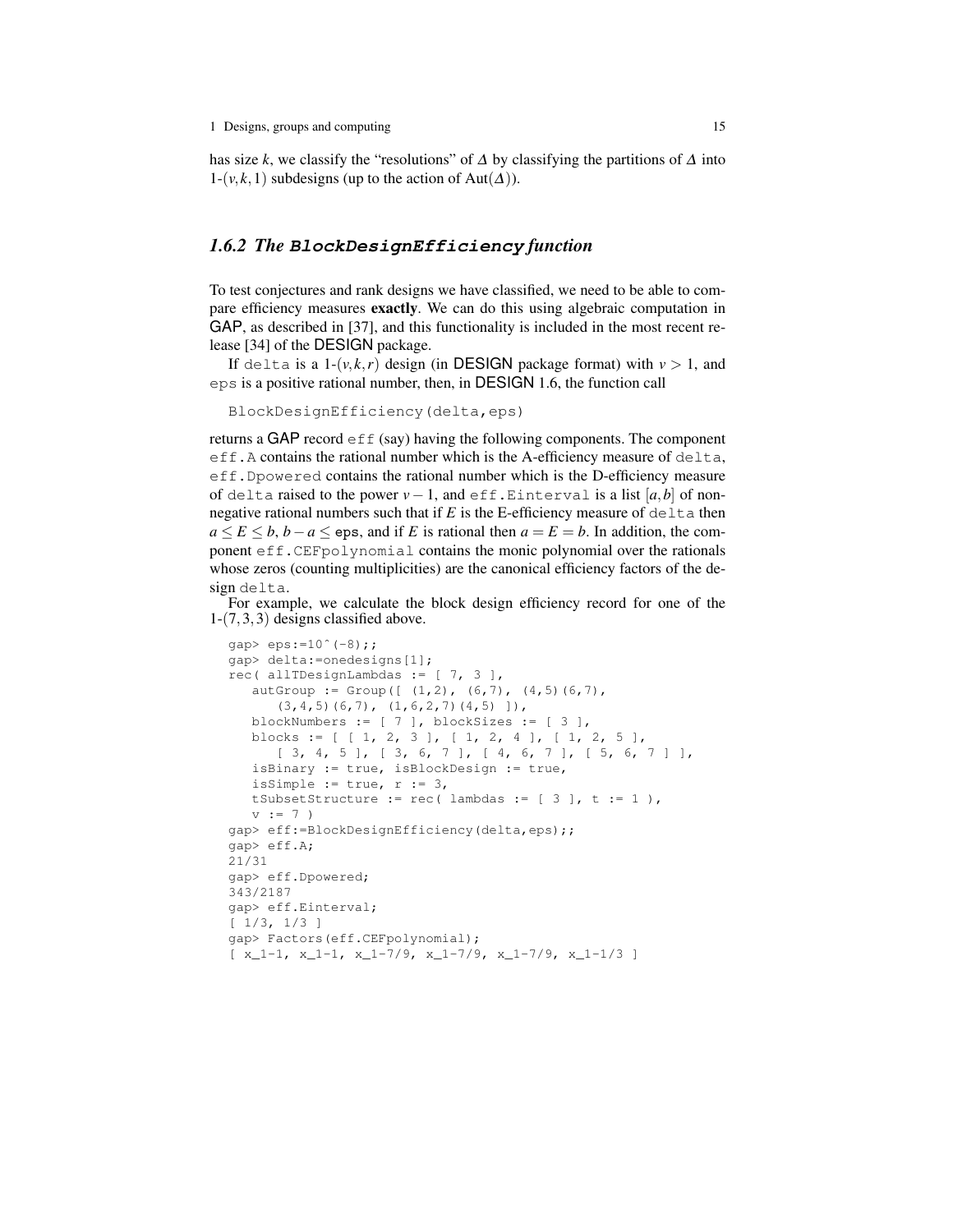has size $k$, we classify the "resolutions" of $\Delta$ by classifying the partitions of $\Delta$ into 1-$(v,k,1)$ subdesigns (up to the action of $\mathrm{Aut}(\Delta)$).

### 1.6.2 The `BlockDesignEfficiency` function

To test conjectures and rank designs we have classified, we need to be able to compare efficiency measures **exactly**. We can do this using algebraic computation in GAP, as described in [37], and this functionality is included in the most recent release [34] of the DESIGN package.

If `delta` is a 1-$(v,k,r)$ design (in DESIGN package format) with $v > 1$, and `eps` is a positive rational number, then, in DESIGN 1.6, the function call

```
BlockDesignEfficiency(delta,eps)
```

returns a GAP record `eff` (say) having the following components. The component `eff.A` contains the rational number which is the A-efficiency measure of `delta`, `eff.Dpowered` contains the rational number which is the D-efficiency measure of `delta` raised to the power $v-1$, and `eff.Einterval` is a list $[a,b]$ of non-negative rational numbers such that if $E$ is the E-efficiency measure of `delta` then $a \le E \le b$, $b - a \le$ `eps`, and if $E$ is rational then $a = E = b$. In addition, the component `eff.CEFpolynomial` contains the monic polynomial over the rationals whose zeros (counting multiplicities) are the canonical efficiency factors of the design `delta`.

For example, we calculate the block design efficiency record for one of the 1-$(7,3,3)$ designs classified above.

```
gap> eps:=10^(-8);;
gap> delta:=onedesigns[1];
rec( allTDesignLambdas := [ 7, 3 ],
   autGroup := Group([ (1,2), (6,7), (4,5)(6,7),
      (3,4,5)(6,7), (1,6,2,7)(4,5) ]),
   blockNumbers := [ 7 ], blockSizes := [ 3 ],
   blocks := [ [ 1, 2, 3 ], [ 1, 2, 4 ], [ 1, 2, 5 ],
      [ 3, 4, 5 ], [ 3, 6, 7 ], [ 4, 6, 7 ], [ 5, 6, 7 ] ],
   isBinary := true, isBlockDesign := true,
   isSimple := true, r := 3,
   tSubsetStructure := rec( lambdas := [ 3 ], t := 1 ),
   v := 7 )
gap> eff:=BlockDesignEfficiency(delta,eps);;
gap> eff.A;
21/31
gap> eff.Dpowered;
343/2187
gap> eff.Einterval;
[ 1/3, 1/3 ]
gap> Factors(eff.CEFpolynomial);
[ x_1-1, x_1-1, x_1-7/9, x_1-7/9, x_1-7/9, x_1-1/3 ]
```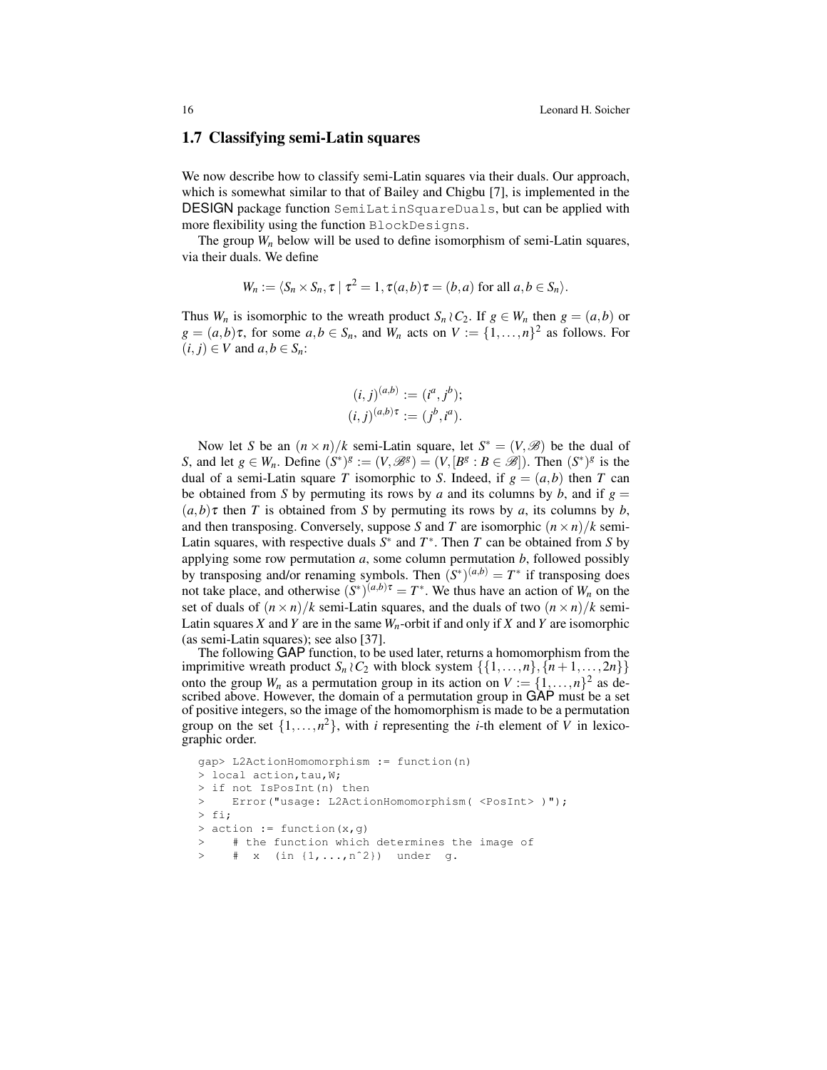## 1.7 Classifying semi-Latin squares

We now describe how to classify semi-Latin squares via their duals. Our approach, which is somewhat similar to that of Bailey and Chigbu [7], is implemented in the DESIGN package function `SemiLatinSquareDuals`, but can be applied with more flexibility using the function `BlockDesigns`.

The group $W_n$ below will be used to define isomorphism of semi-Latin squares, via their duals. We define

$$W_n := \langle S_n \times S_n, \tau \mid \tau^2 = 1, \tau(a,b)\tau = (b,a) \text{ for all } a,b \in S_n \rangle.$$

Thus $W_n$ is isomorphic to the wreath product $S_n \wr C_2$. If $g \in W_n$ then $g = (a,b)$ or $g = (a,b)\tau$, for some $a,b \in S_n$, and $W_n$ acts on $V := \{1,\dots,n\}^2$ as follows. For $(i,j) \in V$ and $a,b \in S_n$:

$$(i,j)^{(a,b)} := (i^a, j^b);$$
$$(i,j)^{(a,b)\tau} := (j^b, i^a).$$

Now let $S$ be an $(n \times n)/k$ semi-Latin square, let $S^* = (V, \mathscr{B})$ be the dual of $S$, and let $g \in W_n$. Define $(S^*)^g := (V, \mathscr{B}^g) = (V, [B^g : B \in \mathscr{B}])$. Then $(S^*)^g$ is the dual of a semi-Latin square $T$ isomorphic to $S$. Indeed, if $g = (a,b)$ then $T$ can be obtained from $S$ by permuting its rows by $a$ and its columns by $b$, and if $g = (a,b)\tau$ then $T$ is obtained from $S$ by permuting its rows by $a$, its columns by $b$, and then transposing. Conversely, suppose $S$ and $T$ are isomorphic $(n \times n)/k$ semi-Latin squares, with respective duals $S^*$ and $T^*$. Then $T$ can be obtained from $S$ by applying some row permutation $a$, some column permutation $b$, followed possibly by transposing and/or renaming symbols. Then $(S^*)^{(a,b)} = T^*$ if transposing does not take place, and otherwise $(S^*)^{(a,b)\tau} = T^*$. We thus have an action of $W_n$ on the set of duals of $(n \times n)/k$ semi-Latin squares, and the duals of two $(n \times n)/k$ semi-Latin squares $X$ and $Y$ are in the same $W_n$-orbit if and only if $X$ and $Y$ are isomorphic (as semi-Latin squares); see also [37].

The following GAP function, to be used later, returns a homomorphism from the imprimitive wreath product $S_n \wr C_2$ with block system $\{\{1,\dots,n\},\{n+1,\dots,2n\}\}$ onto the group $W_n$ as a permutation group in its action on $V := \{1,\dots,n\}^2$ as described above. However, the domain of a permutation group in GAP must be a set of positive integers, so the image of the homomorphism is made to be a permutation group on the set $\{1,\dots,n^2\}$, with $i$ representing the $i$-th element of $V$ in lexicographic order.

```
gap> L2ActionHomomorphism := function(n)
> local action,tau,W;
> if not IsPosInt(n) then
>    Error("usage: L2ActionHomomorphism( <PosInt> )");
> fi;
> action := function(x,g)
>    # the function which determines the image of
>    #  x  (in [1,...,n^2])  under  g.
```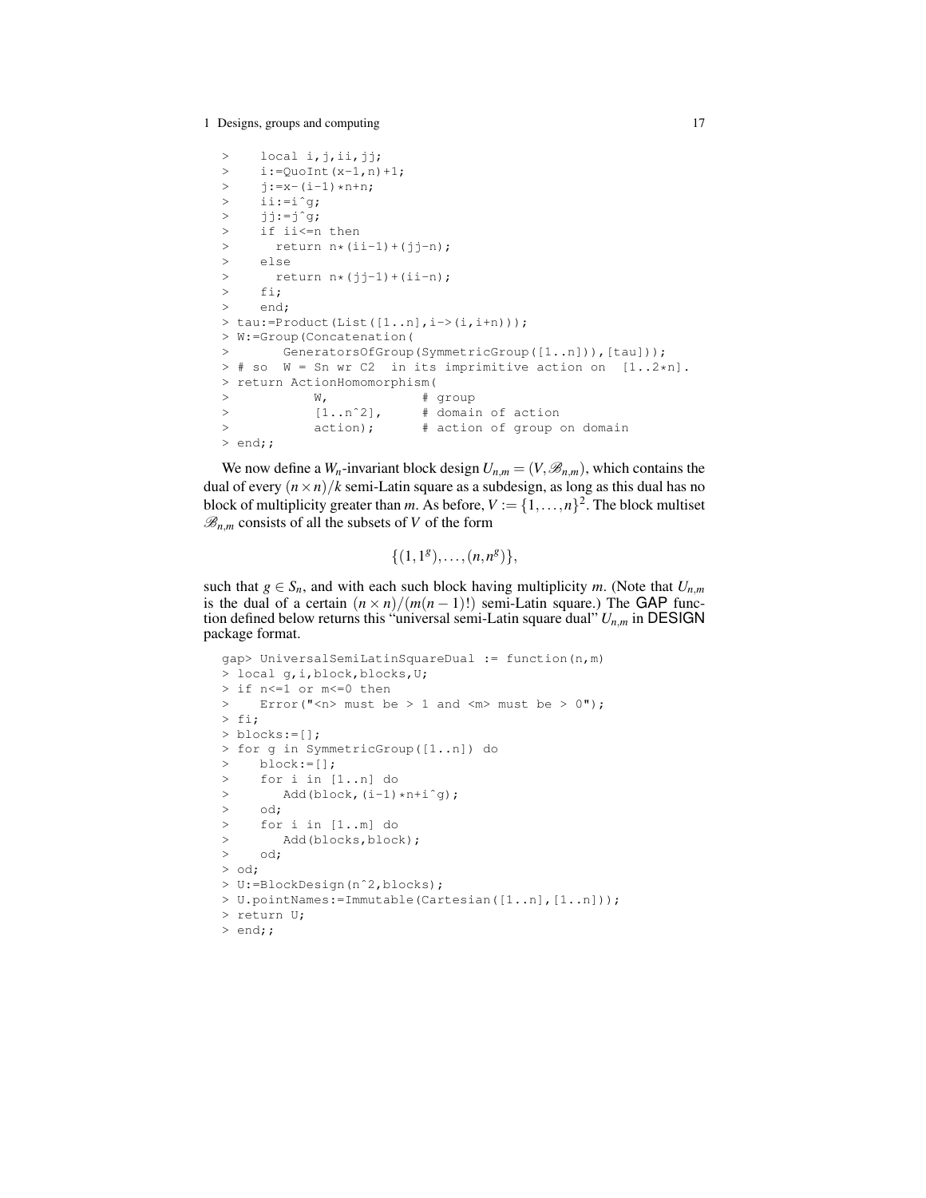```
>    local i,j,ii,jj;
>    i:=QuoInt(x-1,n)+1;
>    j:=x-(i-1)*n+n;
>    ii:=i^g;
>    jj:=j^g;
>    if ii<=n then
>      return n*(ii-1)+(jj-n);
>    else
>      return n*(jj-1)+(ii-n);
>    fi;
>    end;
> tau:=Product(List([1..n],i->(i,i+n)));
> W:=Group(Concatenation(
>       GeneratorsOfGroup(SymmetricGroup([1..n])),[tau]));
> # so  W = Sn wr C2  in its imprimitive action on  [1..2*n].
> return ActionHomomorphism(
>           W,           # group
>           [1..n^2],    # domain of action
>           action);     # action of group on domain
> end;;
```

We now define a $W_n$-invariant block design $U_{n,m} = (V, \mathscr{B}_{n,m})$, which contains the dual of every $(n \times n)/k$ semi-Latin square as a subdesign, as long as this dual has no block of multiplicity greater than $m$. As before, $V := \{1, \ldots, n\}^2$. The block multiset $\mathscr{B}_{n,m}$ consists of all the subsets of $V$ of the form

$$\{(1, 1^g), \ldots, (n, n^g)\},$$

such that $g \in S_n$, and with each such block having multiplicity $m$. (Note that $U_{n,m}$ is the dual of a certain $(n \times n)/(m(n-1)!)$ semi-Latin square.) The GAP function defined below returns this "universal semi-Latin square dual" $U_{n,m}$ in DESIGN package format.

```
gap> UniversalSemiLatinSquareDual := function(n,m)
> local g,i,block,blocks,U;
> if n<=1 or m<=0 then
>    Error("<n> must be > 1 and <m> must be > 0");
> fi;
> blocks:=[];
> for g in SymmetricGroup([1..n]) do
>    block:=[];
>    for i in [1..n] do
>       Add(block,(i-1)*n+i^g);
>    od;
>    for i in [1..m] do
>       Add(blocks,block);
>    od;
> od;
> U:=BlockDesign(n^2,blocks);
> U.pointNames:=Immutable(Cartesian([1..n],[1..n]));
> return U;
> end;;
```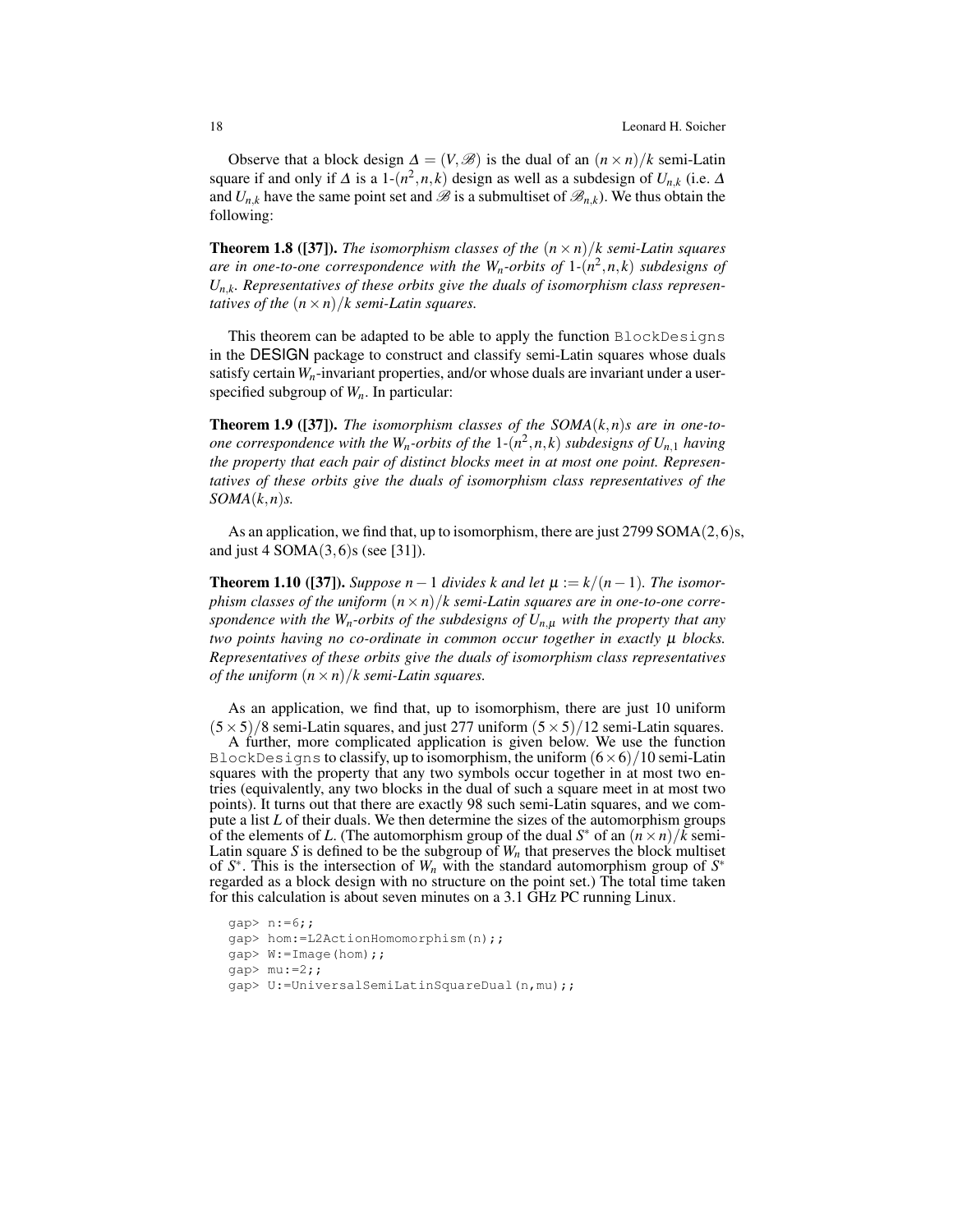Observe that a block design $\Delta = (V, \mathscr{B})$ is the dual of an $(n \times n)/k$ semi-Latin square if and only if $\Delta$ is a 1-$(n^2, n, k)$ design as well as a subdesign of $U_{n,k}$ (i.e. $\Delta$ and $U_{n,k}$ have the same point set and $\mathscr{B}$ is a submultiset of $\mathscr{B}_{n,k}$). We thus obtain the following:

**Theorem 1.8 ([37]).** *The isomorphism classes of the $(n \times n)/k$ semi-Latin squares are in one-to-one correspondence with the $W_n$-orbits of 1-$(n^2, n, k)$ subdesigns of $U_{n,k}$. Representatives of these orbits give the duals of isomorphism class representatives of the $(n \times n)/k$ semi-Latin squares.*

This theorem can be adapted to be able to apply the function `BlockDesigns` in the DESIGN package to construct and classify semi-Latin squares whose duals satisfy certain $W_n$-invariant properties, and/or whose duals are invariant under a user-specified subgroup of $W_n$. In particular:

**Theorem 1.9 ([37]).** *The isomorphism classes of the SOMA$(k,n)$s are in one-to-one correspondence with the $W_n$-orbits of the 1-$(n^2, n, k)$ subdesigns of $U_{n,1}$ having the property that each pair of distinct blocks meet in at most one point. Representatives of these orbits give the duals of isomorphism class representatives of the SOMA$(k,n)$s.*

As an application, we find that, up to isomorphism, there are just 2799 SOMA$(2,6)$s, and just 4 SOMA$(3,6)$s (see [31]).

**Theorem 1.10 ([37]).** *Suppose $n-1$ divides $k$ and let $\mu := k/(n-1)$. The isomorphism classes of the uniform $(n \times n)/k$ semi-Latin squares are in one-to-one correspondence with the $W_n$-orbits of the subdesigns of $U_{n,\mu}$ with the property that any two points having no co-ordinate in common occur together in exactly $\mu$ blocks. Representatives of these orbits give the duals of isomorphism class representatives of the uniform $(n \times n)/k$ semi-Latin squares.*

As an application, we find that, up to isomorphism, there are just 10 uniform $(5 \times 5)/8$ semi-Latin squares, and just 277 uniform $(5 \times 5)/12$ semi-Latin squares.

A further, more complicated application is given below. We use the function `BlockDesigns` to classify, up to isomorphism, the uniform $(6 \times 6)/10$ semi-Latin squares with the property that any two symbols occur together in at most two entries (equivalently, any two blocks in the dual of such a square meet in at most two points). It turns out that there are exactly 98 such semi-Latin squares, and we compute a list $L$ of their duals. We then determine the sizes of the automorphism groups of the elements of $L$. (The automorphism group of the dual $S^*$ of an $(n \times n)/k$ semi-Latin square $S$ is defined to be the subgroup of $W_n$ that preserves the block multiset of $S^*$. This is the intersection of $W_n$ with the standard automorphism group of $S^*$ regarded as a block design with no structure on the point set.) The total time taken for this calculation is about seven minutes on a 3.1 GHz PC running Linux.

```
gap> n:=6;;
gap> hom:=L2ActionHomomorphism(n);;
gap> W:=Image(hom);;
gap> mu:=2;;
gap> U:=UniversalSemiLatinSquareDual(n,mu);;
```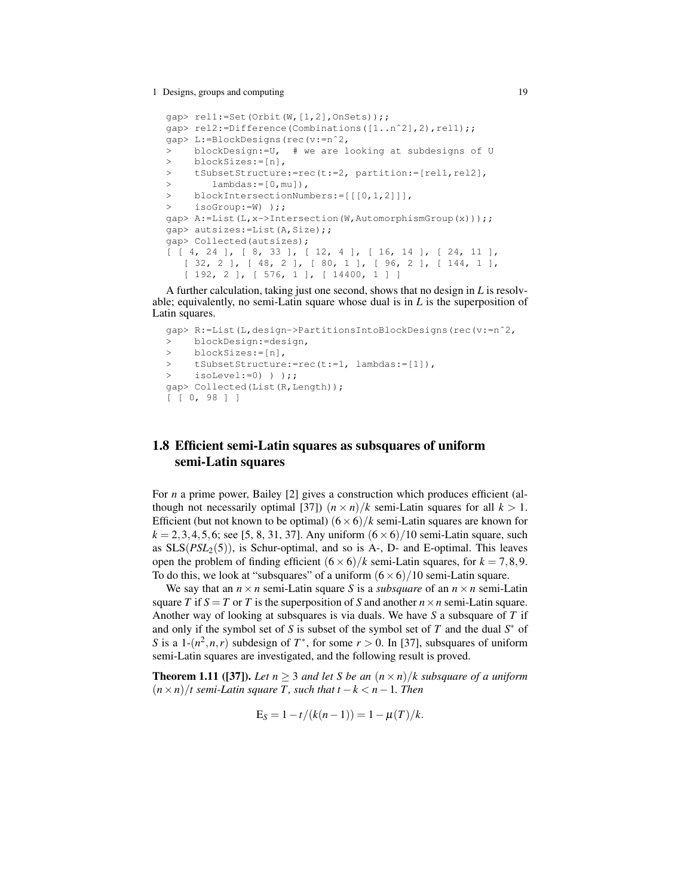```
gap> rel1:=Set(Orbit(W,[1,2],OnSets));;
gap> rel2:=Difference(Combinations([1..n^2],2),rel1);;
gap> L:=BlockDesigns(rec(v:=n^2,
>    blockDesign:=U,  # we are looking at subdesigns of U
>    blockSizes:=[n],
>    tSubsetStructure:=rec(t:=2, partition:=[rel1,rel2],
>       lambdas:=[0,mu]),
>    blockIntersectionNumbers:=[[[0,1,2]]],
>    isoGroup:=W) );;
gap> A:=List(L,x->Intersection(W,AutomorphismGroup(x)));;
gap> autsizes:=List(A,Size);;
gap> Collected(autsizes);
[ [ 4, 24 ], [ 8, 33 ], [ 12, 4 ], [ 16, 14 ], [ 24, 11 ],
  [ 32, 2 ], [ 48, 2 ], [ 80, 1 ], [ 96, 2 ], [ 144, 1 ],
  [ 192, 2 ], [ 576, 1 ], [ 14400, 1 ] ]
```

A further calculation, taking just one second, shows that no design in $L$ is resolvable; equivalently, no semi-Latin square whose dual is in $L$ is the superposition of Latin squares.

```
gap> R:=List(L,design->PartitionsIntoBlockDesigns(rec(v:=n^2,
>    blockDesign:=design,
>    blockSizes:=[n],
>    tSubsetStructure:=rec(t:=1, lambdas:=[1]),
>    isoLevel:=0) ) );;
gap> Collected(List(R,Length));
[ [ 0, 98 ] ]
```

## 1.8 Efficient semi-Latin squares as subsquares of uniform semi-Latin squares

For $n$ a prime power, Bailey [2] gives a construction which produces efficient (although not necessarily optimal [37]) $(n \times n)/k$ semi-Latin squares for all $k > 1$. Efficient (but not known to be optimal) $(6 \times 6)/k$ semi-Latin squares are known for $k = 2,3,4,5,6$; see [5, 8, 31, 37]. Any uniform $(6 \times 6)/10$ semi-Latin square, such as $\mathrm{SLS}(PSL_2(5))$, is Schur-optimal, and so is A-, D- and E-optimal. This leaves open the problem of finding efficient $(6 \times 6)/k$ semi-Latin squares, for $k = 7,8,9$. To do this, we look at "subsquares" of a uniform $(6 \times 6)/10$ semi-Latin square.

We say that an $n \times n$ semi-Latin square $S$ is a *subsquare* of an $n \times n$ semi-Latin square $T$ if $S = T$ or $T$ is the superposition of $S$ and another $n \times n$ semi-Latin square. Another way of looking at subsquares is via duals. We have $S$ a subsquare of $T$ if and only if the symbol set of $S$ is subset of the symbol set of $T$ and the dual $S^*$ of $S$ is a 1-$(n^2, n, r)$ subdesign of $T^*$, for some $r > 0$. In [37], subsquares of uniform semi-Latin squares are investigated, and the following result is proved.

**Theorem 1.11 ([37]).** *Let $n \geq 3$ and let $S$ be an $(n \times n)/k$ subsquare of a uniform $(n \times n)/t$ semi-Latin square $T$, such that $t - k < n - 1$. Then*

$$\mathrm{E}_S = 1 - t/(k(n-1)) = 1 - \mu(T)/k.$$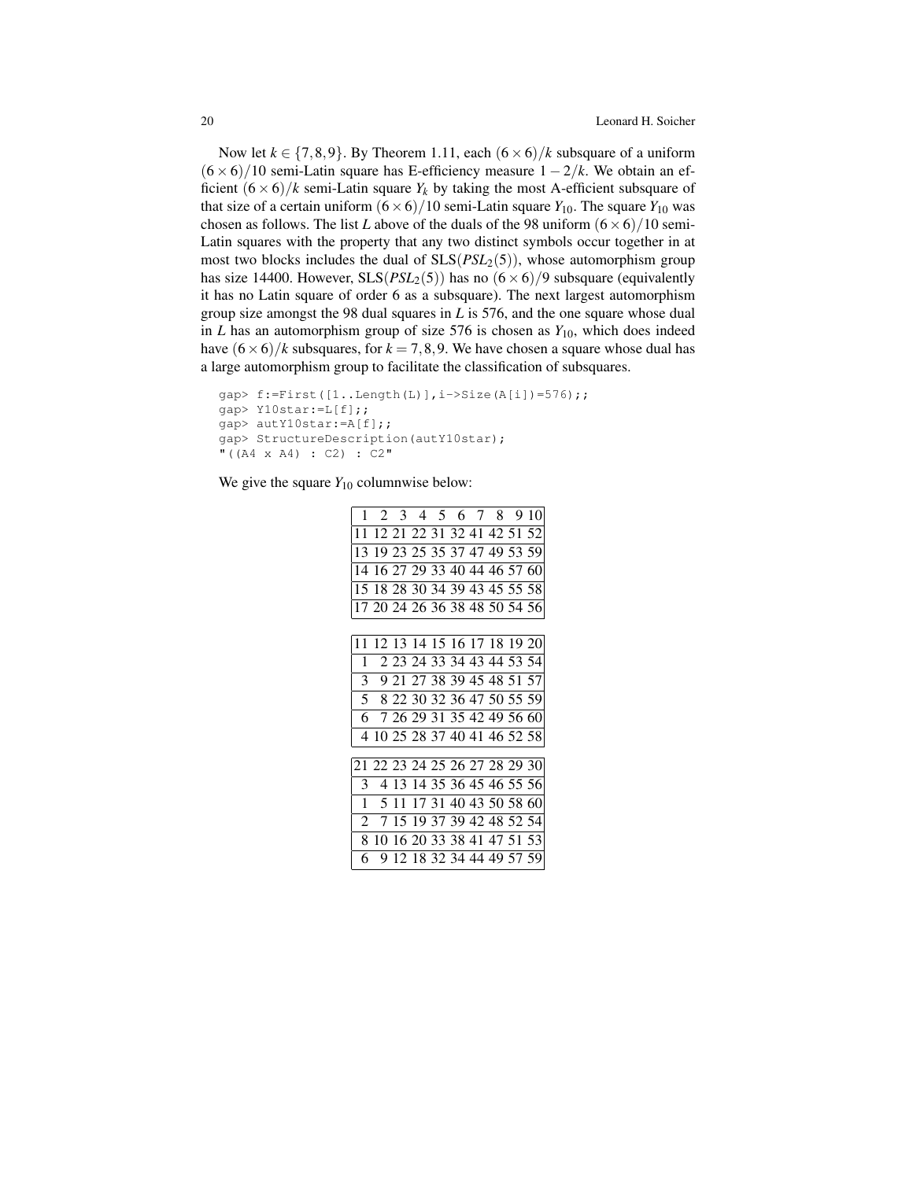Now let $k \in \{7,8,9\}$. By Theorem 1.11, each $(6\times 6)/k$ subsquare of a uniform $(6\times 6)/10$ semi-Latin square has E-efficiency measure $1-2/k$. We obtain an efficient $(6\times 6)/k$ semi-Latin square $Y_k$ by taking the most A-efficient subsquare of that size of a certain uniform $(6\times 6)/10$ semi-Latin square $Y_{10}$. The square $Y_{10}$ was chosen as follows. The list $L$ above of the duals of the 98 uniform $(6\times 6)/10$ semi-Latin squares with the property that any two distinct symbols occur together in at most two blocks includes the dual of $\mathrm{SLS}(PSL_2(5))$, whose automorphism group has size 14400. However, $\mathrm{SLS}(PSL_2(5))$ has no $(6\times 6)/9$ subsquare (equivalently it has no Latin square of order 6 as a subsquare). The next largest automorphism group size amongst the 98 dual squares in $L$ is 576, and the one square whose dual in $L$ has an automorphism group of size 576 is chosen as $Y_{10}$, which does indeed have $(6\times 6)/k$ subsquares, for $k=7,8,9$. We have chosen a square whose dual has a large automorphism group to facilitate the classification of subsquares.

```
gap> f:=First([1..Length(L)],i->Size(A[i])=576);;
gap> Y10star:=L[f];;
gap> autY10star:=A[f];;
gap> StructureDescription(autY10star);
"((A4 x A4) : C2) : C2"
```

We give the square $Y_{10}$ columnwise below:

| |
|---|
| 1 2 3 4 5 6 7 8 9 10 |
| 11 12 21 22 31 32 41 42 51 52 |
| 13 19 23 25 35 37 47 49 53 59 |
| 14 16 27 29 33 40 44 46 57 60 |
| 15 18 28 30 34 39 43 45 55 58 |
| 17 20 24 26 36 38 48 50 54 56 |

| |
|---|
| 11 12 13 14 15 16 17 18 19 20 |
| 1 2 23 24 33 34 43 44 53 54 |
| 3 9 21 27 38 39 45 48 51 57 |
| 5 8 22 30 32 36 47 50 55 59 |
| 6 7 26 29 31 35 42 49 56 60 |
| 4 10 25 28 37 40 41 46 52 58 |

| |
|---|
| 21 22 23 24 25 26 27 28 29 30 |
| 3 4 13 14 35 36 45 46 55 56 |
| 1 5 11 17 31 40 43 50 58 60 |
| 2 7 15 19 37 39 42 48 52 54 |
| 8 10 16 20 33 38 41 47 51 53 |
| 6 9 12 18 32 34 44 49 57 59 |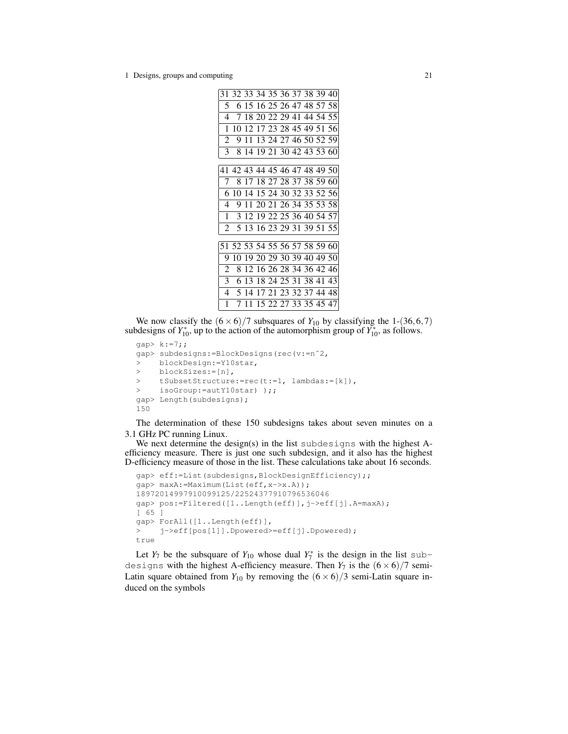| 31 32 33 34 35 36 37 38 39 40 |
|---|
| 5 6 15 16 25 26 47 48 57 58 |
| 4 7 18 20 22 29 41 44 54 55 |
| 1 10 12 17 23 28 45 49 51 56 |
| 2 9 11 13 24 27 46 50 52 59 |
| 3 8 14 19 21 30 42 43 53 60 |

| 41 42 43 44 45 46 47 48 49 50 |
|---|
| 7 8 17 18 27 28 37 38 59 60 |
| 6 10 14 15 24 30 32 33 52 56 |
| 4 9 11 20 21 26 34 35 53 58 |
| 1 3 12 19 22 25 36 40 54 57 |
| 2 5 13 16 23 29 31 39 51 55 |

| 51 52 53 54 55 56 57 58 59 60 |
|---|
| 9 10 19 20 29 30 39 40 49 50 |
| 2 8 12 16 26 28 34 36 42 46 |
| 3 6 13 18 24 25 31 38 41 43 |
| 4 5 14 17 21 23 32 37 44 48 |
| 1 7 11 15 22 27 33 35 45 47 |

We now classify the $(6\times 6)/7$ subsquares of $Y_{10}$ by classifying the 1-$(36,6,7)$ subdesigns of $Y_{10}^*$, up to the action of the automorphism group of $Y_{10}^*$, as follows.

```
gap> k:=7;;
gap> subdesigns:=BlockDesigns(rec(v:=n^2,
>    blockDesign:=Y10star,
>    blockSizes:=[n],
>    tSubsetStructure:=rec(t:=1, lambdas:=[k]),
>    isoGroup:=autY10star) );;
gap> Length(subdesigns);
150
```

The determination of these 150 subdesigns takes about seven minutes on a 3.1 GHz PC running Linux.

We next determine the design(s) in the list `subdesigns` with the highest A-efficiency measure. There is just one such subdesign, and it also has the highest D-efficiency measure of those in the list. These calculations take about 16 seconds.

```
gap> eff:=List(subdesigns,BlockDesignEfficiency);;
gap> maxA:=Maximum(List(eff,x->x.A));
18972014997910099125/22524377910796536046
gap> pos:=Filtered([1..Length(eff)],j->eff[j].A=maxA);
[ 65 ]
gap> ForAll([1..Length(eff)],
>    j->eff[pos[1]].Dpowered>=eff[j].Dpowered);
true
```

Let $Y_7$ be the subsquare of $Y_{10}$ whose dual $Y_7^*$ is the design in the list `subdesigns` with the highest A-efficiency measure. Then $Y_7$ is the $(6\times 6)/7$ semi-Latin square obtained from $Y_{10}$ by removing the $(6\times 6)/3$ semi-Latin square induced on the symbols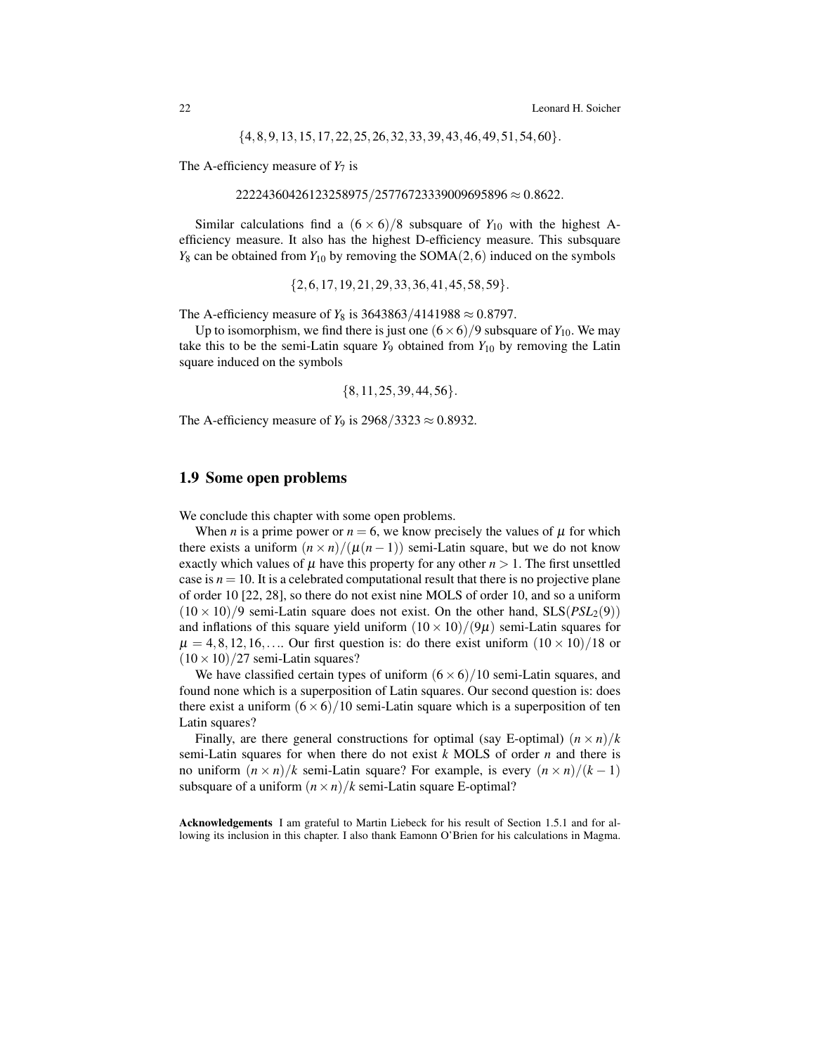$$\{4,8,9,13,15,17,22,25,26,32,33,39,43,46,49,51,54,60\}.$$

The A-efficiency measure of $Y_7$ is

$$22224360426123258975/25776723339009695896 \approx 0.8622.$$

Similar calculations find a $(6 \times 6)/8$ subsquare of $Y_{10}$ with the highest A-efficiency measure. It also has the highest D-efficiency measure. This subsquare $Y_8$ can be obtained from $Y_{10}$ by removing the $\mathrm{SOMA}(2,6)$ induced on the symbols

$$\{2,6,17,19,21,29,33,36,41,45,58,59\}.$$

The A-efficiency measure of $Y_8$ is $3643863/4141988 \approx 0.8797$.

Up to isomorphism, we find there is just one $(6 \times 6)/9$ subsquare of $Y_{10}$. We may take this to be the semi-Latin square $Y_9$ obtained from $Y_{10}$ by removing the Latin square induced on the symbols

$$\{8,11,25,39,44,56\}.$$

The A-efficiency measure of $Y_9$ is $2968/3323 \approx 0.8932$.

## 1.9 Some open problems

We conclude this chapter with some open problems.

When $n$ is a prime power or $n = 6$, we know precisely the values of $\mu$ for which there exists a uniform $(n \times n)/(\mu(n-1))$ semi-Latin square, but we do not know exactly which values of $\mu$ have this property for any other $n > 1$. The first unsettled case is $n = 10$. It is a celebrated computational result that there is no projective plane of order 10 [22, 28], so there do not exist nine MOLS of order 10, and so a uniform $(10 \times 10)/9$ semi-Latin square does not exist. On the other hand, $\mathrm{SLS}(PSL_2(9))$ and inflations of this square yield uniform $(10 \times 10)/(9\mu)$ semi-Latin squares for $\mu = 4, 8, 12, 16, \ldots$. Our first question is: do there exist uniform $(10 \times 10)/18$ or $(10 \times 10)/27$ semi-Latin squares?

We have classified certain types of uniform $(6 \times 6)/10$ semi-Latin squares, and found none which is a superposition of Latin squares. Our second question is: does there exist a uniform $(6 \times 6)/10$ semi-Latin square which is a superposition of ten Latin squares?

Finally, are there general constructions for optimal (say E-optimal) $(n \times n)/k$ semi-Latin squares for when there do not exist $k$ MOLS of order $n$ and there is no uniform $(n \times n)/k$ semi-Latin square? For example, is every $(n \times n)/(k-1)$ subsquare of a uniform $(n \times n)/k$ semi-Latin square E-optimal?

**Acknowledgements** I am grateful to Martin Liebeck for his result of Section 1.5.1 and for allowing its inclusion in this chapter. I also thank Eamonn O'Brien for his calculations in Magma.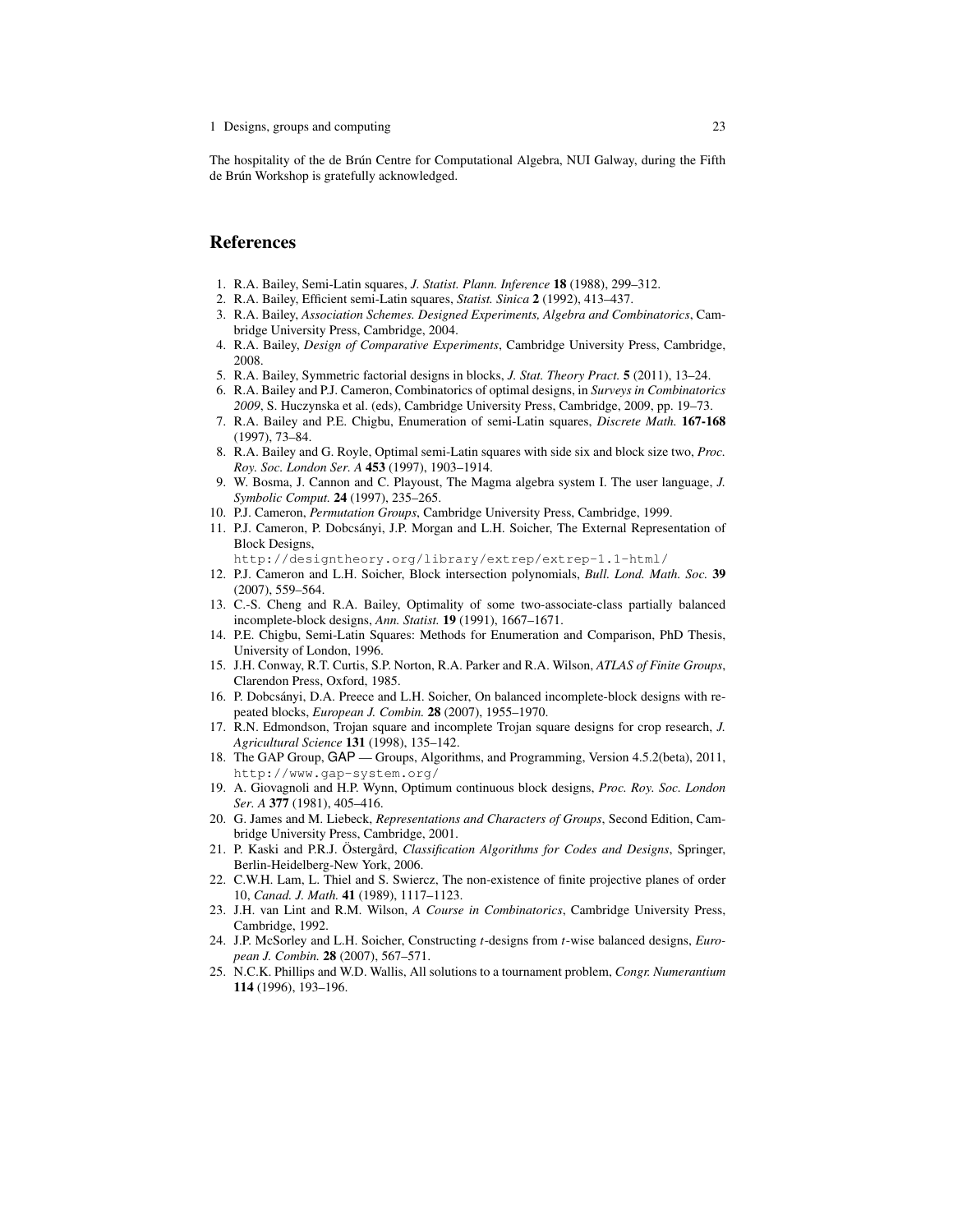The hospitality of the de Brún Centre for Computational Algebra, NUI Galway, during the Fifth de Brún Workshop is gratefully acknowledged.

## References

1. R.A. Bailey, Semi-Latin squares, *J. Statist. Plann. Inference* **18** (1988), 299–312.
2. R.A. Bailey, Efficient semi-Latin squares, *Statist. Sinica* **2** (1992), 413–437.
3. R.A. Bailey, *Association Schemes. Designed Experiments, Algebra and Combinatorics*, Cambridge University Press, Cambridge, 2004.
4. R.A. Bailey, *Design of Comparative Experiments*, Cambridge University Press, Cambridge, 2008.
5. R.A. Bailey, Symmetric factorial designs in blocks, *J. Stat. Theory Pract.* **5** (2011), 13–24.
6. R.A. Bailey and P.J. Cameron, Combinatorics of optimal designs, in *Surveys in Combinatorics 2009*, S. Huczynska et al. (eds), Cambridge University Press, Cambridge, 2009, pp. 19–73.
7. R.A. Bailey and P.E. Chigbu, Enumeration of semi-Latin squares, *Discrete Math.* **167-168** (1997), 73–84.
8. R.A. Bailey and G. Royle, Optimal semi-Latin squares with side six and block size two, *Proc. Roy. Soc. London Ser. A* **453** (1997), 1903–1914.
9. W. Bosma, J. Cannon and C. Playoust, The Magma algebra system I. The user language, *J. Symbolic Comput.* **24** (1997), 235–265.
10. P.J. Cameron, *Permutation Groups*, Cambridge University Press, Cambridge, 1999.
11. P.J. Cameron, P. Dobcsányi, J.P. Morgan and L.H. Soicher, The External Representation of Block Designs, `http://designtheory.org/library/extrep/extrep-1.1-html/`
12. P.J. Cameron and L.H. Soicher, Block intersection polynomials, *Bull. Lond. Math. Soc.* **39** (2007), 559–564.
13. C.-S. Cheng and R.A. Bailey, Optimality of some two-associate-class partially balanced incomplete-block designs, *Ann. Statist.* **19** (1991), 1667–1671.
14. P.E. Chigbu, Semi-Latin Squares: Methods for Enumeration and Comparison, PhD Thesis, University of London, 1996.
15. J.H. Conway, R.T. Curtis, S.P. Norton, R.A. Parker and R.A. Wilson, *ATLAS of Finite Groups*, Clarendon Press, Oxford, 1985.
16. P. Dobcsányi, D.A. Preece and L.H. Soicher, On balanced incomplete-block designs with repeated blocks, *European J. Combin.* **28** (2007), 1955–1970.
17. R.N. Edmondson, Trojan square and incomplete Trojan square designs for crop research, *J. Agricultural Science* **131** (1998), 135–142.
18. The GAP Group, GAP — Groups, Algorithms, and Programming, Version 4.5.2(beta), 2011, `http://www.gap-system.org/`
19. A. Giovagnoli and H.P. Wynn, Optimum continuous block designs, *Proc. Roy. Soc. London Ser. A* **377** (1981), 405–416.
20. G. James and M. Liebeck, *Representations and Characters of Groups*, Second Edition, Cambridge University Press, Cambridge, 2001.
21. P. Kaski and P.R.J. Östergård, *Classification Algorithms for Codes and Designs*, Springer, Berlin-Heidelberg-New York, 2006.
22. C.W.H. Lam, L. Thiel and S. Swiercz, The non-existence of finite projective planes of order 10, *Canad. J. Math.* **41** (1989), 1117–1123.
23. J.H. van Lint and R.M. Wilson, *A Course in Combinatorics*, Cambridge University Press, Cambridge, 1992.
24. J.P. McSorley and L.H. Soicher, Constructing $t$-designs from $t$-wise balanced designs, *European J. Combin.* **28** (2007), 567–571.
25. N.C.K. Phillips and W.D. Wallis, All solutions to a tournament problem, *Congr. Numerantium* **114** (1996), 193–196.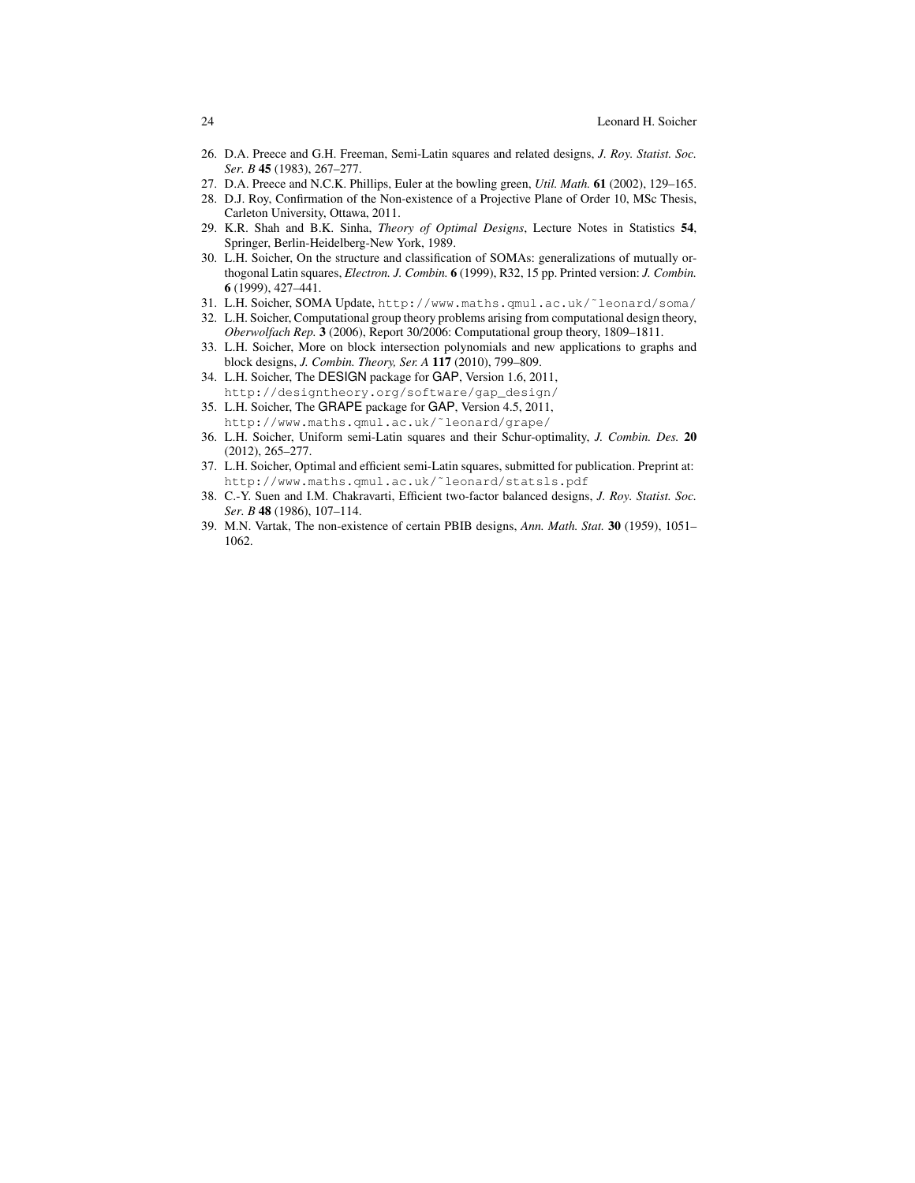26. D.A. Preece and G.H. Freeman, Semi-Latin squares and related designs, *J. Roy. Statist. Soc. Ser. B* **45** (1983), 267–277.
27. D.A. Preece and N.C.K. Phillips, Euler at the bowling green, *Util. Math.* **61** (2002), 129–165.
28. D.J. Roy, Confirmation of the Non-existence of a Projective Plane of Order 10, MSc Thesis, Carleton University, Ottawa, 2011.
29. K.R. Shah and B.K. Sinha, *Theory of Optimal Designs*, Lecture Notes in Statistics **54**, Springer, Berlin-Heidelberg-New York, 1989.
30. L.H. Soicher, On the structure and classification of SOMAs: generalizations of mutually orthogonal Latin squares, *Electron. J. Combin.* **6** (1999), R32, 15 pp. Printed version: *J. Combin.* **6** (1999), 427–441.
31. L.H. Soicher, SOMA Update, `http://www.maths.qmul.ac.uk/~leonard/soma/`
32. L.H. Soicher, Computational group theory problems arising from computational design theory, *Oberwolfach Rep.* **3** (2006), Report 30/2006: Computational group theory, 1809–1811.
33. L.H. Soicher, More on block intersection polynomials and new applications to graphs and block designs, *J. Combin. Theory, Ser. A* **117** (2010), 799–809.
34. L.H. Soicher, The DESIGN package for GAP, Version 1.6, 2011, `http://designtheory.org/software/gap_design/`
35. L.H. Soicher, The GRAPE package for GAP, Version 4.5, 2011, `http://www.maths.qmul.ac.uk/~leonard/grape/`
36. L.H. Soicher, Uniform semi-Latin squares and their Schur-optimality, *J. Combin. Des.* **20** (2012), 265–277.
37. L.H. Soicher, Optimal and efficient semi-Latin squares, submitted for publication. Preprint at: `http://www.maths.qmul.ac.uk/~leonard/statsls.pdf`
38. C.-Y. Suen and I.M. Chakravarti, Efficient two-factor balanced designs, *J. Roy. Statist. Soc. Ser. B* **48** (1986), 107–114.
39. M.N. Vartak, The non-existence of certain PBIB designs, *Ann. Math. Stat.* **30** (1959), 1051–1062.